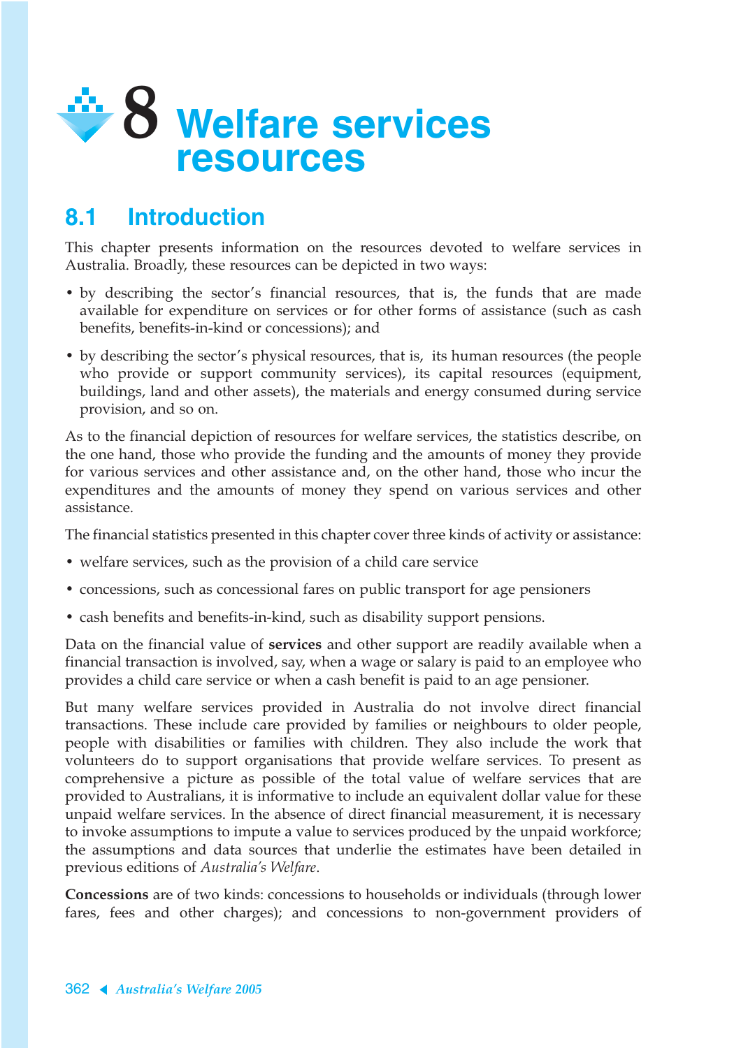# 8 Welfare services resources

## 8.1 Introduction

This chapter presents information on the resources devoted to welfare services in Australia. Broadly, these resources can be depicted in two ways:

- by describing the sector's financial resources, that is, the funds that are made available for expenditure on services or for other forms of assistance (such as cash benefits, benefits-in-kind or concessions); and
- by describing the sector's physical resources, that is, its human resources (the people who provide or support community services), its capital resources (equipment, buildings, land and other assets), the materials and energy consumed during service provision, and so on.

As to the financial depiction of resources for welfare services, the statistics describe, on the one hand, those who provide the funding and the amounts of money they provide for various services and other assistance and, on the other hand, those who incur the expenditures and the amounts of money they spend on various services and other assistance.

The financial statistics presented in this chapter cover three kinds of activity or assistance:

- welfare services, such as the provision of a child care service
- concessions, such as concessional fares on public transport for age pensioners
- cash benefits and benefits-in-kind, such as disability support pensions.

Data on the financial value of **services** and other support are readily available when a financial transaction is involved, say, when a wage or salary is paid to an employee who provides a child care service or when a cash benefit is paid to an age pensioner.

But many welfare services provided in Australia do not involve direct financial transactions. These include care provided by families or neighbours to older people, people with disabilities or families with children. They also include the work that volunteers do to support organisations that provide welfare services. To present as comprehensive a picture as possible of the total value of welfare services that are provided to Australians, it is informative to include an equivalent dollar value for these unpaid welfare services. In the absence of direct financial measurement, it is necessary to invoke assumptions to impute a value to services produced by the unpaid workforce; the assumptions and data sources that underlie the estimates have been detailed in previous editions of *Australia's Welfare*.

**Concessions** are of two kinds: concessions to households or individuals (through lower fares, fees and other charges); and concessions to non-government providers of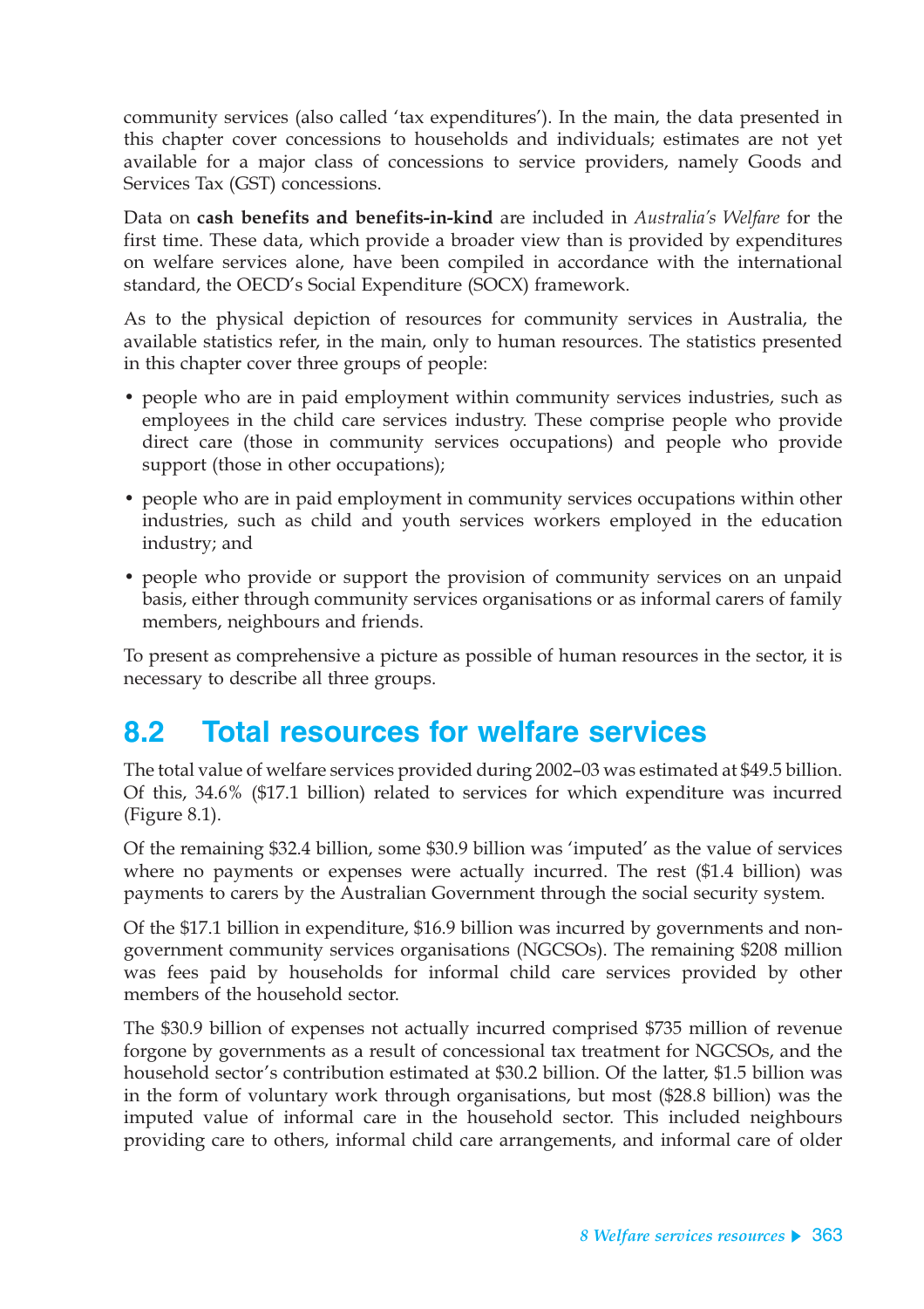community services (also called 'tax expenditures'). In the main, the data presented in this chapter cover concessions to households and individuals; estimates are not yet available for a major class of concessions to service providers, namely Goods and Services Tax (GST) concessions.

Data on **cash benefits and benefits-in-kind** are included in *Australia's Welfare* for the first time. These data, which provide a broader view than is provided by expenditures on welfare services alone, have been compiled in accordance with the international standard, the OECD's Social Expenditure (SOCX) framework.

As to the physical depiction of resources for community services in Australia, the available statistics refer, in the main, only to human resources. The statistics presented in this chapter cover three groups of people:

- people who are in paid employment within community services industries, such as employees in the child care services industry. These comprise people who provide direct care (those in community services occupations) and people who provide support (those in other occupations);
- people who are in paid employment in community services occupations within other industries, such as child and youth services workers employed in the education industry; and
- people who provide or support the provision of community services on an unpaid basis, either through community services organisations or as informal carers of family members, neighbours and friends.

To present as comprehensive a picture as possible of human resources in the sector, it is necessary to describe all three groups.

## 8.2 Total resources for welfare services

The total value of welfare services provided during 2002–03 was estimated at $49.5 billion. Of this, 34.6% ($17.1 billion) related to services for which expenditure was incurred (Figure 8.1).

Of the remaining $32.4 billion, some $30.9 billion was 'imputed' as the value of services where no payments or expenses were actually incurred. The rest ($1.4 billion) was payments to carers by the Australian Government through the social security system.

Of the $17.1 billion in expenditure, $16.9 billion was incurred by governments and non-government community services organisations (NGCSOs). The remaining $208 million was fees paid by households for informal child care services provided by other members of the household sector.

The $30.9 billion of expenses not actually incurred comprised $735 million of revenue forgone by governments as a result of concessional tax treatment for NGCSOs, and the household sector's contribution estimated at $30.2 billion. Of the latter, $1.5 billion was in the form of voluntary work through organisations, but most ($28.8 billion) was the imputed value of informal care in the household sector. This included neighbours providing care to others, informal child care arrangements, and informal care of older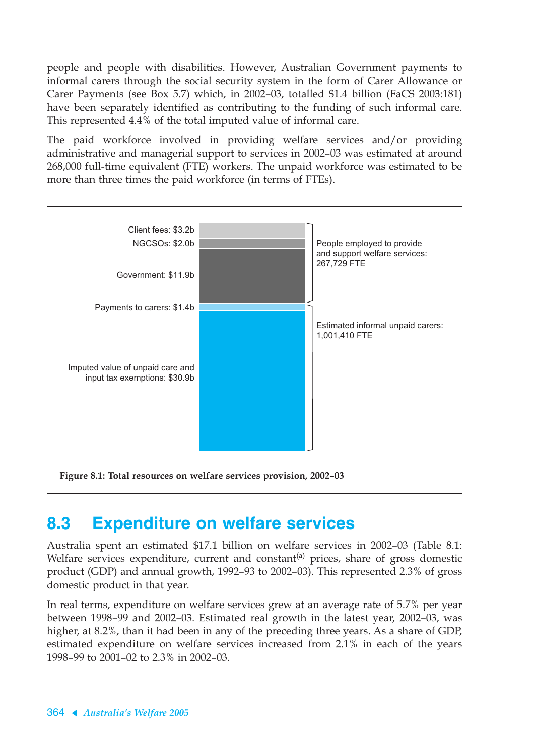people and people with disabilities. However, Australian Government payments to informal carers through the social security system in the form of Carer Allowance or Carer Payments (see Box 5.7) which, in 2002–03, totalled $1.4 billion (FaCS 2003:181) have been separately identified as contributing to the funding of such informal care. This represented 4.4% of the total imputed value of informal care.

The paid workforce involved in providing welfare services and/or providing administrative and managerial support to services in 2002–03 was estimated at around 268,000 full-time equivalent (FTE) workers. The unpaid workforce was estimated to be more than three times the paid workforce (in terms of FTEs).

Client fees: $3.2b

NGCSOs: $2.0b

Government: $11.9b

Payments to carers: $1.4b

Imputed value of unpaid care and input tax exemptions: $30.9b

People employed to provide and support welfare services: 267,729 FTE

Estimated informal unpaid carers: 1,001,410 FTE

**Figure 8.1: Total resources on welfare services provision, 2002–03**

## 8.3 Expenditure on welfare services

Australia spent an estimated $17.1 billion on welfare services in 2002–03 (Table 8.1: Welfare services expenditure, current and constant[(a)] prices, share of gross domestic product (GDP) and annual growth, 1992–93 to 2002–03). This represented 2.3% of gross domestic product in that year.

In real terms, expenditure on welfare services grew at an average rate of 5.7% per year between 1998–99 and 2002–03. Estimated real growth in the latest year, 2002–03, was higher, at 8.2%, than it had been in any of the preceding three years. As a share of GDP, estimated expenditure on welfare services increased from 2.1% in each of the years 1998–99 to 2001–02 to 2.3% in 2002–03.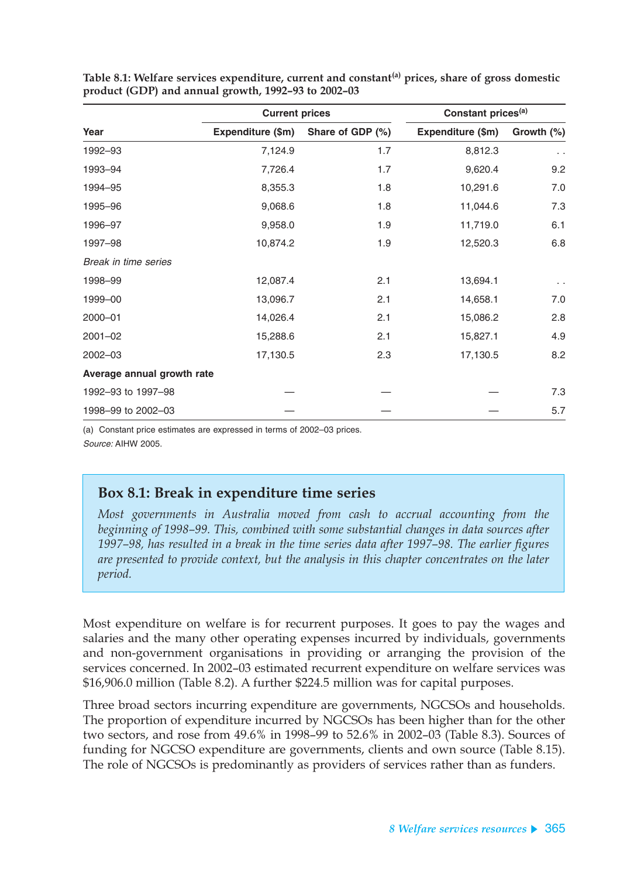**Table 8.1: Welfare services expenditure, current and constant[(a)] prices, share of gross domestic product (GDP) and annual growth, 1992–93 to 2002–03**

| | Current prices | | Constant prices[(a)] | |
|---|---|---|---|---|
| Year | Expenditure ($m) | Share of GDP (%) | Expenditure ($m) | Growth (%) |
| 1992–93 | 7,124.9 | 1.7 | 8,812.3 | . . |
| 1993–94 | 7,726.4 | 1.7 | 9,620.4 | 9.2 |
| 1994–95 | 8,355.3 | 1.8 | 10,291.6 | 7.0 |
| 1995–96 | 9,068.6 | 1.8 | 11,044.6 | 7.3 |
| 1996–97 | 9,958.0 | 1.9 | 11,719.0 | 6.1 |
| 1997–98 | 10,874.2 | 1.9 | 12,520.3 | 6.8 |
| *Break in time series* | | | | |
| 1998–99 | 12,087.4 | 2.1 | 13,694.1 | . . |
| 1999–00 | 13,096.7 | 2.1 | 14,658.1 | 7.0 |
| 2000–01 | 14,026.4 | 2.1 | 15,086.2 | 2.8 |
| 2001–02 | 15,288.6 | 2.1 | 15,827.1 | 4.9 |
| 2002–03 | 17,130.5 | 2.3 | 17,130.5 | 8.2 |
| **Average annual growth rate** | | | | |
| 1992–93 to 1997–98 | — | — | — | 7.3 |
| 1998–99 to 2002–03 | — | — | — | 5.7 |

(a) Constant price estimates are expressed in terms of 2002–03 prices.

*Source:* AIHW 2005.

## Box 8.1: Break in expenditure time series

*Most governments in Australia moved from cash to accrual accounting from the beginning of 1998–99. This, combined with some substantial changes in data sources after 1997–98, has resulted in a break in the time series data after 1997–98. The earlier figures are presented to provide context, but the analysis in this chapter concentrates on the later period.*

Most expenditure on welfare is for recurrent purposes. It goes to pay the wages and salaries and the many other operating expenses incurred by individuals, governments and non-government organisations in providing or arranging the provision of the services concerned. In 2002–03 estimated recurrent expenditure on welfare services was $16,906.0 million (Table 8.2). A further $224.5 million was for capital purposes.

Three broad sectors incurring expenditure are governments, NGCSOs and households. The proportion of expenditure incurred by NGCSOs has been higher than for the other two sectors, and rose from 49.6% in 1998–99 to 52.6% in 2002–03 (Table 8.3). Sources of funding for NGCSO expenditure are governments, clients and own source (Table 8.15). The role of NGCSOs is predominantly as providers of services rather than as funders.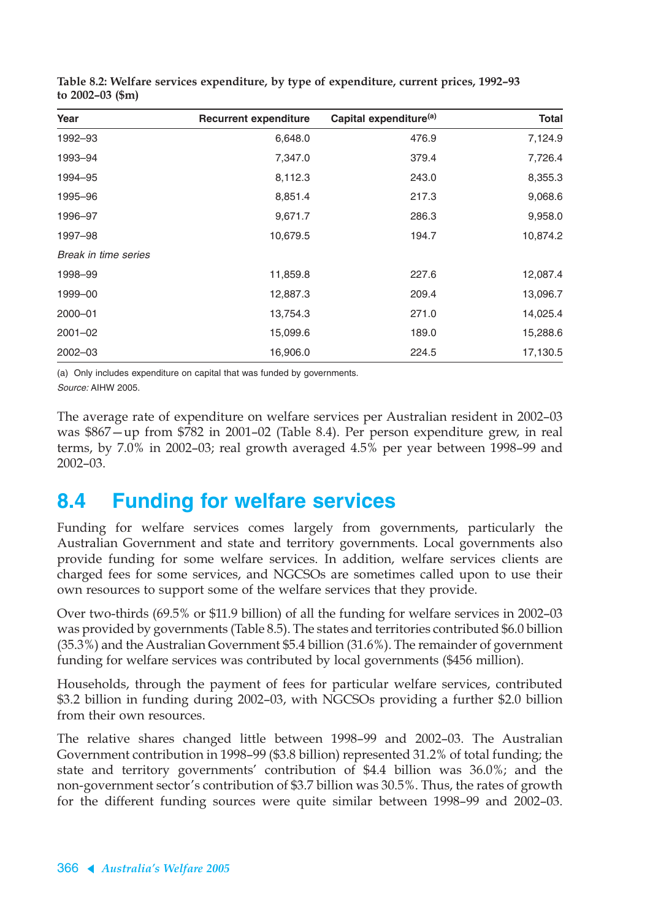**Table 8.2: Welfare services expenditure, by type of expenditure, current prices, 1992–93 to 2002–03 ($m)**

| Year | Recurrent expenditure | Capital expenditure[(a)] | Total |
|---|---|---|---|
| 1992–93 | 6,648.0 | 476.9 | 7,124.9 |
| 1993–94 | 7,347.0 | 379.4 | 7,726.4 |
| 1994–95 | 8,112.3 | 243.0 | 8,355.3 |
| 1995–96 | 8,851.4 | 217.3 | 9,068.6 |
| 1996–97 | 9,671.7 | 286.3 | 9,958.0 |
| 1997–98 | 10,679.5 | 194.7 | 10,874.2 |
| *Break in time series* | | | |
| 1998–99 | 11,859.8 | 227.6 | 12,087.4 |
| 1999–00 | 12,887.3 | 209.4 | 13,096.7 |
| 2000–01 | 13,754.3 | 271.0 | 14,025.4 |
| 2001–02 | 15,099.6 | 189.0 | 15,288.6 |
| 2002–03 | 16,906.0 | 224.5 | 17,130.5 |

(a) Only includes expenditure on capital that was funded by governments.

*Source:* AIHW 2005.

The average rate of expenditure on welfare services per Australian resident in 2002–03 was $867—up from $782 in 2001–02 (Table 8.4). Per person expenditure grew, in real terms, by 7.0% in 2002–03; real growth averaged 4.5% per year between 1998–99 and 2002–03.

## 8.4 Funding for welfare services

Funding for welfare services comes largely from governments, particularly the Australian Government and state and territory governments. Local governments also provide funding for some welfare services. In addition, welfare services clients are charged fees for some services, and NGCSOs are sometimes called upon to use their own resources to support some of the welfare services that they provide.

Over two-thirds (69.5% or $11.9 billion) of all the funding for welfare services in 2002–03 was provided by governments (Table 8.5). The states and territories contributed $6.0 billion (35.3%) and the Australian Government $5.4 billion (31.6%). The remainder of government funding for welfare services was contributed by local governments ($456 million).

Households, through the payment of fees for particular welfare services, contributed $3.2 billion in funding during 2002–03, with NGCSOs providing a further $2.0 billion from their own resources.

The relative shares changed little between 1998–99 and 2002–03. The Australian Government contribution in 1998–99 ($3.8 billion) represented 31.2% of total funding; the state and territory governments' contribution of $4.4 billion was 36.0%; and the non-government sector's contribution of $3.7 billion was 30.5%. Thus, the rates of growth for the different funding sources were quite similar between 1998–99 and 2002–03.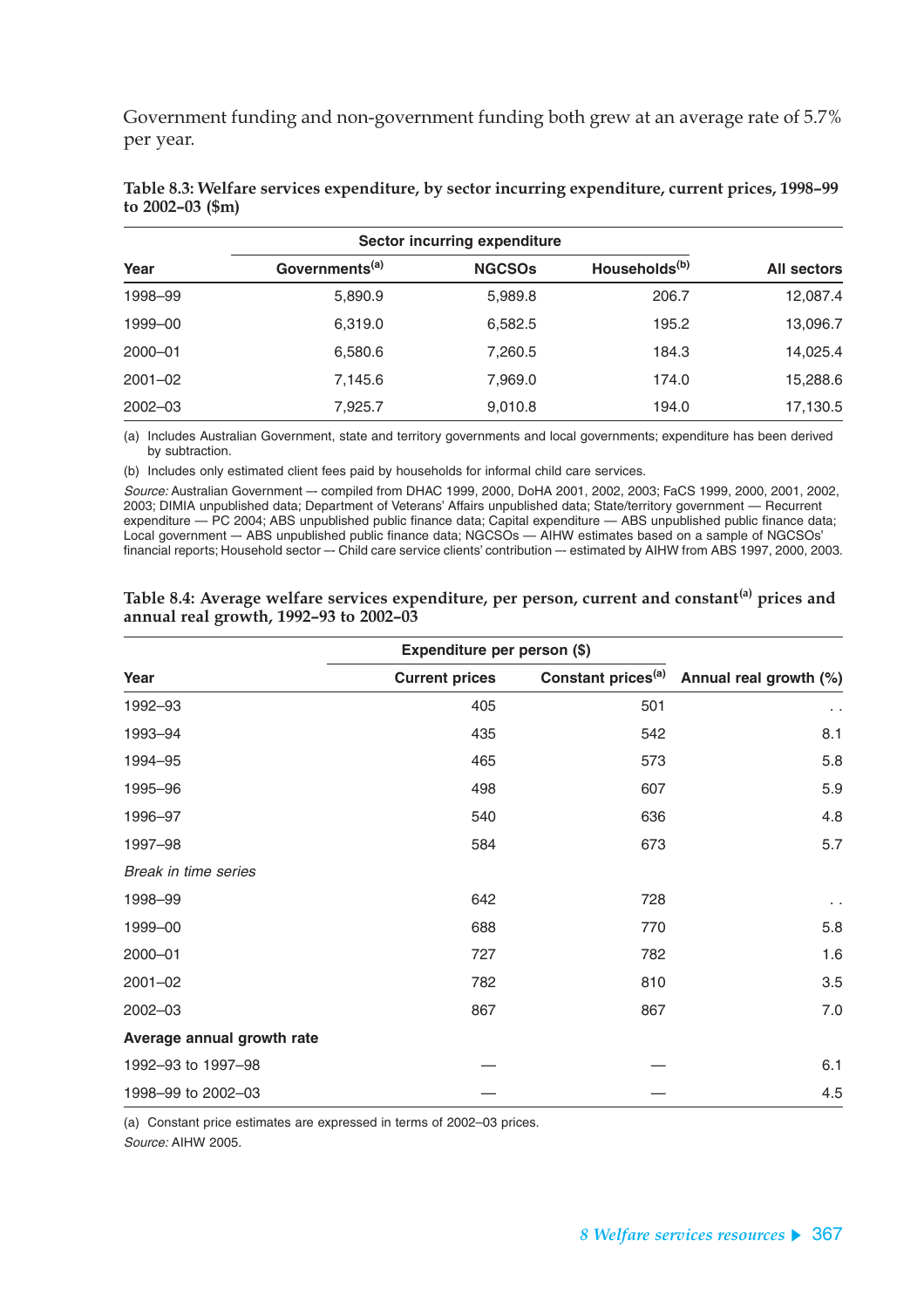Government funding and non-government funding both grew at an average rate of 5.7% per year.

**Table 8.3: Welfare services expenditure, by sector incurring expenditure, current prices, 1998–99 to 2002–03 ($m)**

| | Sector incurring expenditure | | | |
|---|---|---|---|---|
| Year | Governments[(a)] | NGCSOs | Households[(b)] | All sectors |
| 1998–99 | 5,890.9 | 5,989.8 | 206.7 | 12,087.4 |
| 1999–00 | 6,319.0 | 6,582.5 | 195.2 | 13,096.7 |
| 2000–01 | 6,580.6 | 7,260.5 | 184.3 | 14,025.4 |
| 2001–02 | 7,145.6 | 7,969.0 | 174.0 | 15,288.6 |
| 2002–03 | 7,925.7 | 9,010.8 | 194.0 | 17,130.5 |

(a) Includes Australian Government, state and territory governments and local governments; expenditure has been derived by subtraction.

(b) Includes only estimated client fees paid by households for informal child care services.

*Source:* Australian Government –- compiled from DHAC 1999, 2000, DoHA 2001, 2002, 2003; FaCS 1999, 2000, 2001, 2002, 2003; DIMIA unpublished data; Department of Veterans' Affairs unpublished data; State/territory government — Recurrent expenditure — PC 2004; ABS unpublished public finance data; Capital expenditure — ABS unpublished public finance data; Local government — ABS unpublished public finance data; NGCSOs — AIHW estimates based on a sample of NGCSOs' financial reports; Household sector –- Child care service clients' contribution –- estimated by AIHW from ABS 1997, 2000, 2003.

**Table 8.4: Average welfare services expenditure, per person, current and constant[(a)] prices and annual real growth, 1992–93 to 2002–03**

| | Expenditure per person ($) | | |
|---|---|---|---|
| Year | Current prices | Constant prices[(a)] | Annual real growth (%) |
| 1992–93 | 405 | 501 | . . |
| 1993–94 | 435 | 542 | 8.1 |
| 1994–95 | 465 | 573 | 5.8 |
| 1995–96 | 498 | 607 | 5.9 |
| 1996–97 | 540 | 636 | 4.8 |
| 1997–98 | 584 | 673 | 5.7 |
| *Break in time series* | | | |
| 1998–99 | 642 | 728 | . . |
| 1999–00 | 688 | 770 | 5.8 |
| 2000–01 | 727 | 782 | 1.6 |
| 2001–02 | 782 | 810 | 3.5 |
| 2002–03 | 867 | 867 | 7.0 |
| **Average annual growth rate** | | | |
| 1992–93 to 1997–98 | — | — | 6.1 |
| 1998–99 to 2002–03 | — | — | 4.5 |

(a) Constant price estimates are expressed in terms of 2002–03 prices.

*Source:* AIHW 2005.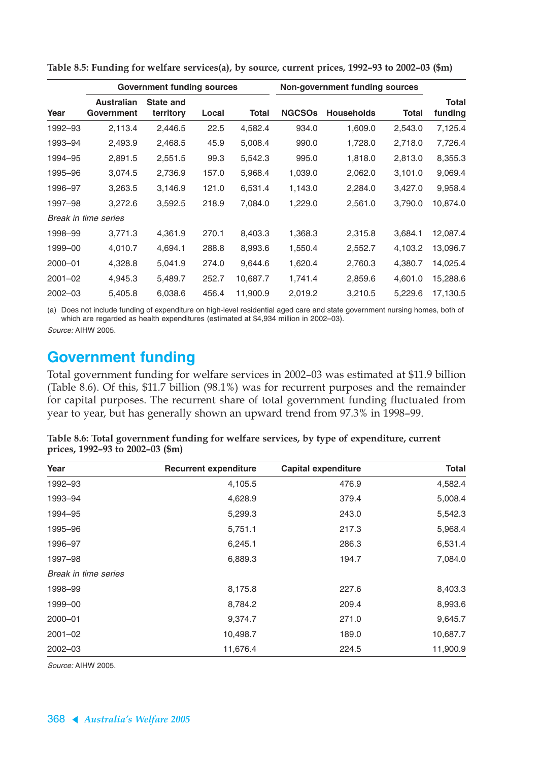**Table 8.5: Funding for welfare services(a), by source, current prices, 1992–93 to 2002–03 ($m)**

| | Government funding sources | | | | Non-government funding sources | | | |
|---|---|---|---|---|---|---|---|---|
| Year | Australian Government | State and territory | Local | Total | NGCSOs | Households | Total | Total funding |
| 1992–93 | 2,113.4 | 2,446.5 | 22.5 | 4,582.4 | 934.0 | 1,609.0 | 2,543.0 | 7,125.4 |
| 1993–94 | 2,493.9 | 2,468.5 | 45.9 | 5,008.4 | 990.0 | 1,728.0 | 2,718.0 | 7,726.4 |
| 1994–95 | 2,891.5 | 2,551.5 | 99.3 | 5,542.3 | 995.0 | 1,818.0 | 2,813.0 | 8,355.3 |
| 1995–96 | 3,074.5 | 2,736.9 | 157.0 | 5,968.4 | 1,039.0 | 2,062.0 | 3,101.0 | 9,069.4 |
| 1996–97 | 3,263.5 | 3,146.9 | 121.0 | 6,531.4 | 1,143.0 | 2,284.0 | 3,427.0 | 9,958.4 |
| 1997–98 | 3,272.6 | 3,592.5 | 218.9 | 7,084.0 | 1,229.0 | 2,561.0 | 3,790.0 | 10,874.0 |
| *Break in time series* | | | | | | | | |
| 1998–99 | 3,771.3 | 4,361.9 | 270.1 | 8,403.3 | 1,368.3 | 2,315.8 | 3,684.1 | 12,087.4 |
| 1999–00 | 4,010.7 | 4,694.1 | 288.8 | 8,993.6 | 1,550.4 | 2,552.7 | 4,103.2 | 13,096.7 |
| 2000–01 | 4,328.8 | 5,041.9 | 274.0 | 9,644.6 | 1,620.4 | 2,760.3 | 4,380.7 | 14,025.4 |
| 2001–02 | 4,945.3 | 5,489.7 | 252.7 | 10,687.7 | 1,741.4 | 2,859.6 | 4,601.0 | 15,288.6 |
| 2002–03 | 5,405.8 | 6,038.6 | 456.4 | 11,900.9 | 2,019.2 | 3,210.5 | 5,229.6 | 17,130.5 |

(a) Does not include funding of expenditure on high-level residential aged care and state government nursing homes, both of which are regarded as health expenditures (estimated at $4,934 million in 2002–03).

*Source:* AIHW 2005.

## Government funding

Total government funding for welfare services in 2002–03 was estimated at $11.9 billion (Table 8.6). Of this, $11.7 billion (98.1%) was for recurrent purposes and the remainder for capital purposes. The recurrent share of total government funding fluctuated from year to year, but has generally shown an upward trend from 97.3% in 1998–99.

**Table 8.6: Total government funding for welfare services, by type of expenditure, current prices, 1992–93 to 2002–03 ($m)**

| Year | Recurrent expenditure | Capital expenditure | Total |
|---|---|---|---|
| 1992–93 | 4,105.5 | 476.9 | 4,582.4 |
| 1993–94 | 4,628.9 | 379.4 | 5,008.4 |
| 1994–95 | 5,299.3 | 243.0 | 5,542.3 |
| 1995–96 | 5,751.1 | 217.3 | 5,968.4 |
| 1996–97 | 6,245.1 | 286.3 | 6,531.4 |
| 1997–98 | 6,889.3 | 194.7 | 7,084.0 |
| *Break in time series* | | | |
| 1998–99 | 8,175.8 | 227.6 | 8,403.3 |
| 1999–00 | 8,784.2 | 209.4 | 8,993.6 |
| 2000–01 | 9,374.7 | 271.0 | 9,645.7 |
| 2001–02 | 10,498.7 | 189.0 | 10,687.7 |
| 2002–03 | 11,676.4 | 224.5 | 11,900.9 |

*Source:* AIHW 2005.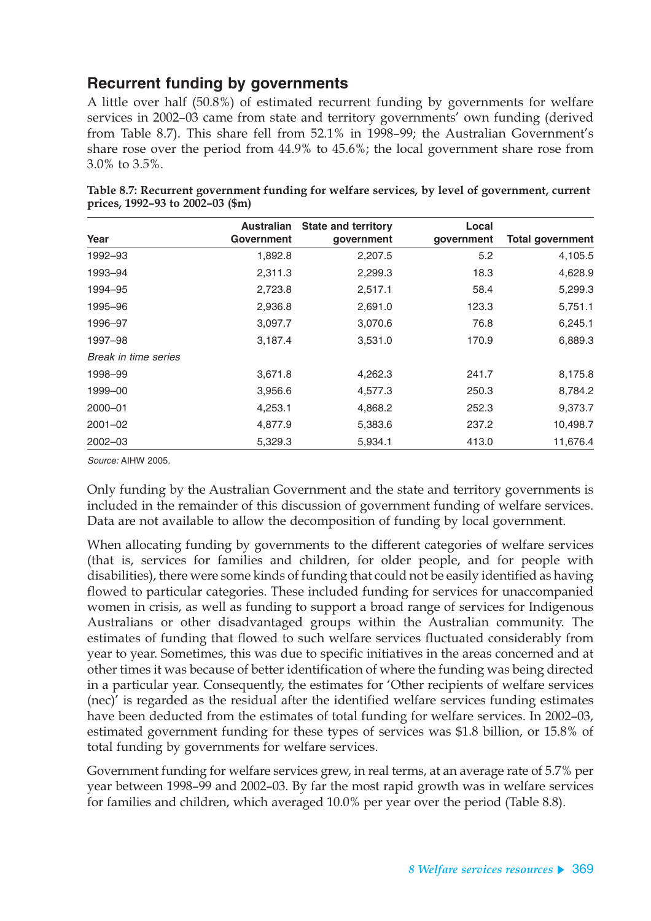## Recurrent funding by governments

A little over half (50.8%) of estimated recurrent funding by governments for welfare services in 2002–03 came from state and territory governments' own funding (derived from Table 8.7). This share fell from 52.1% in 1998–99; the Australian Government's share rose over the period from 44.9% to 45.6%; the local government share rose from 3.0% to 3.5%.

**Table 8.7: Recurrent government funding for welfare services, by level of government, current prices, 1992–93 to 2002–03 ($m)**

| Year | Australian Government | State and territory government | Local government | Total government |
|---|---|---|---|---|
| 1992–93 | 1,892.8 | 2,207.5 | 5.2 | 4,105.5 |
| 1993–94 | 2,311.3 | 2,299.3 | 18.3 | 4,628.9 |
| 1994–95 | 2,723.8 | 2,517.1 | 58.4 | 5,299.3 |
| 1995–96 | 2,936.8 | 2,691.0 | 123.3 | 5,751.1 |
| 1996–97 | 3,097.7 | 3,070.6 | 76.8 | 6,245.1 |
| 1997–98 | 3,187.4 | 3,531.0 | 170.9 | 6,889.3 |
| *Break in time series* | | | | |
| 1998–99 | 3,671.8 | 4,262.3 | 241.7 | 8,175.8 |
| 1999–00 | 3,956.6 | 4,577.3 | 250.3 | 8,784.2 |
| 2000–01 | 4,253.1 | 4,868.2 | 252.3 | 9,373.7 |
| 2001–02 | 4,877.9 | 5,383.6 | 237.2 | 10,498.7 |
| 2002–03 | 5,329.3 | 5,934.1 | 413.0 | 11,676.4 |

*Source:* AIHW 2005.

Only funding by the Australian Government and the state and territory governments is included in the remainder of this discussion of government funding of welfare services. Data are not available to allow the decomposition of funding by local government.

When allocating funding by governments to the different categories of welfare services (that is, services for families and children, for older people, and for people with disabilities), there were some kinds of funding that could not be easily identified as having flowed to particular categories. These included funding for services for unaccompanied women in crisis, as well as funding to support a broad range of services for Indigenous Australians or other disadvantaged groups within the Australian community. The estimates of funding that flowed to such welfare services fluctuated considerably from year to year. Sometimes, this was due to specific initiatives in the areas concerned and at other times it was because of better identification of where the funding was being directed in a particular year. Consequently, the estimates for 'Other recipients of welfare services (nec)' is regarded as the residual after the identified welfare services funding estimates have been deducted from the estimates of total funding for welfare services. In 2002–03, estimated government funding for these types of services was $1.8 billion, or 15.8% of total funding by governments for welfare services.

Government funding for welfare services grew, in real terms, at an average rate of 5.7% per year between 1998–99 and 2002–03. By far the most rapid growth was in welfare services for families and children, which averaged 10.0% per year over the period (Table 8.8).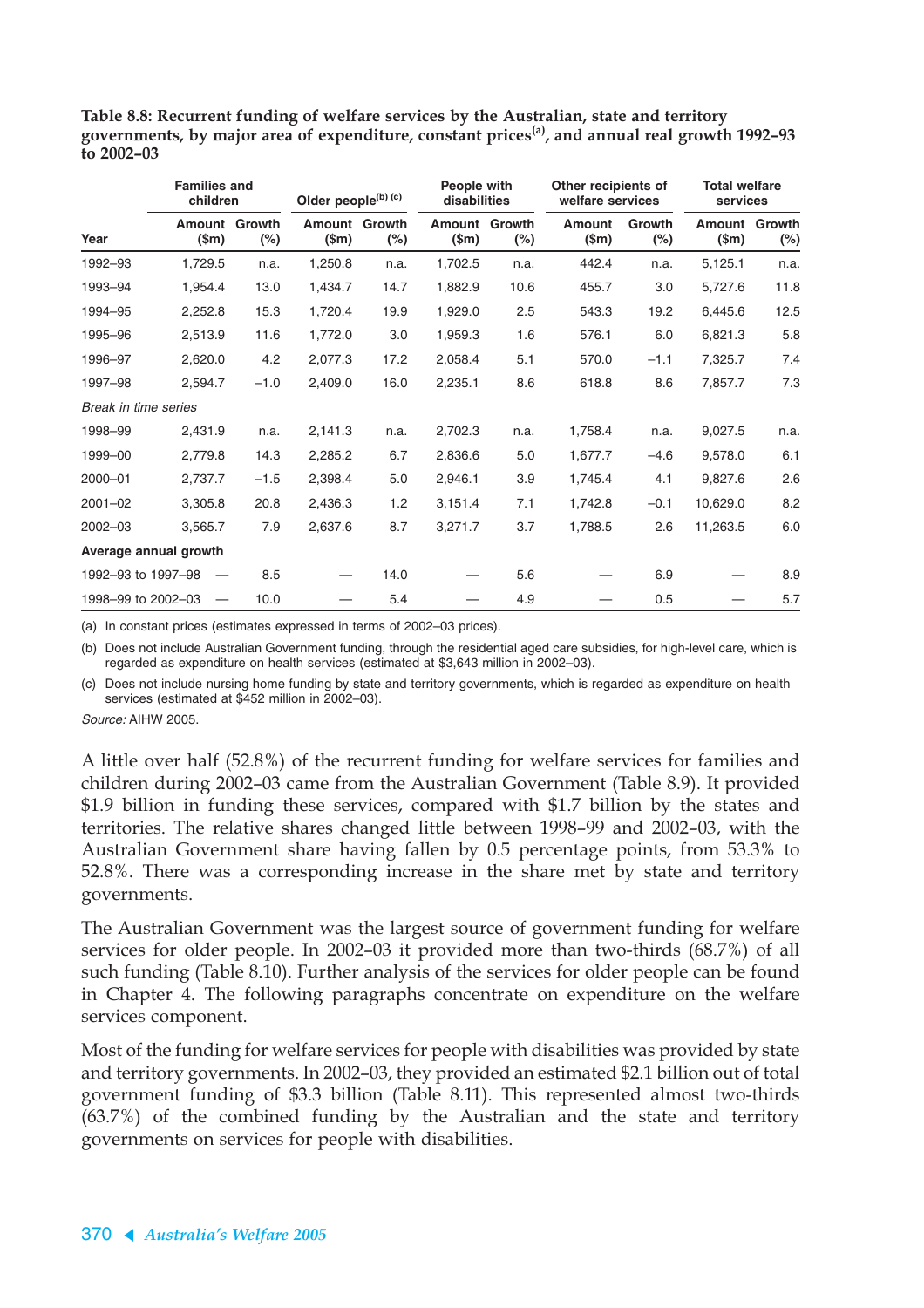**Table 8.8: Recurrent funding of welfare services by the Australian, state and territory governments, by major area of expenditure, constant prices[(a)], and annual real growth 1992–93 to 2002–03**

| | Families and children | | Older people[(b) (c)] | | People with disabilities | | Other recipients of welfare services | | Total welfare services | |
|---|---|---|---|---|---|---|---|---|---|---|
| Year | Amount ($m) | Growth (%) | Amount ($m) | Growth (%) | Amount ($m) | Growth (%) | Amount ($m) | Growth (%) | Amount ($m) | Growth (%) |
| 1992–93 | 1,729.5 | n.a. | 1,250.8 | n.a. | 1,702.5 | n.a. | 442.4 | n.a. | 5,125.1 | n.a. |
| 1993–94 | 1,954.4 | 13.0 | 1,434.7 | 14.7 | 1,882.9 | 10.6 | 455.7 | 3.0 | 5,727.6 | 11.8 |
| 1994–95 | 2,252.8 | 15.3 | 1,720.4 | 19.9 | 1,929.0 | 2.5 | 543.3 | 19.2 | 6,445.6 | 12.5 |
| 1995–96 | 2,513.9 | 11.6 | 1,772.0 | 3.0 | 1,959.3 | 1.6 | 576.1 | 6.0 | 6,821.3 | 5.8 |
| 1996–97 | 2,620.0 | 4.2 | 2,077.3 | 17.2 | 2,058.4 | 5.1 | 570.0 | –1.1 | 7,325.7 | 7.4 |
| 1997–98 | 2,594.7 | –1.0 | 2,409.0 | 16.0 | 2,235.1 | 8.6 | 618.8 | 8.6 | 7,857.7 | 7.3 |
| *Break in time series* | | | | | | | | | | |
| 1998–99 | 2,431.9 | n.a. | 2,141.3 | n.a. | 2,702.3 | n.a. | 1,758.4 | n.a. | 9,027.5 | n.a. |
| 1999–00 | 2,779.8 | 14.3 | 2,285.2 | 6.7 | 2,836.6 | 5.0 | 1,677.7 | –4.6 | 9,578.0 | 6.1 |
| 2000–01 | 2,737.7 | –1.5 | 2,398.4 | 5.0 | 2,946.1 | 3.9 | 1,745.4 | 4.1 | 9,827.6 | 2.6 |
| 2001–02 | 3,305.8 | 20.8 | 2,436.3 | 1.2 | 3,151.4 | 7.1 | 1,742.8 | –0.1 | 10,629.0 | 8.2 |
| 2002–03 | 3,565.7 | 7.9 | 2,637.6 | 8.7 | 3,271.7 | 3.7 | 1,788.5 | 2.6 | 11,263.5 | 6.0 |
| **Average annual growth** | | | | | | | | | | |
| 1992–93 to 1997–98 | — | 8.5 | — | 14.0 | — | 5.6 | — | 6.9 | — | 8.9 |
| 1998–99 to 2002–03 | — | 10.0 | — | 5.4 | — | 4.9 | — | 0.5 | — | 5.7 |

(a) In constant prices (estimates expressed in terms of 2002–03 prices).

(b) Does not include Australian Government funding, through the residential aged care subsidies, for high-level care, which is regarded as expenditure on health services (estimated at $3,643 million in 2002–03).

(c) Does not include nursing home funding by state and territory governments, which is regarded as expenditure on health services (estimated at $452 million in 2002–03).

*Source:* AIHW 2005.

A little over half (52.8%) of the recurrent funding for welfare services for families and children during 2002–03 came from the Australian Government (Table 8.9). It provided $1.9 billion in funding these services, compared with $1.7 billion by the states and territories. The relative shares changed little between 1998–99 and 2002–03, with the Australian Government share having fallen by 0.5 percentage points, from 53.3% to 52.8%. There was a corresponding increase in the share met by state and territory governments.

The Australian Government was the largest source of government funding for welfare services for older people. In 2002–03 it provided more than two-thirds (68.7%) of all such funding (Table 8.10). Further analysis of the services for older people can be found in Chapter 4. The following paragraphs concentrate on expenditure on the welfare services component.

Most of the funding for welfare services for people with disabilities was provided by state and territory governments. In 2002–03, they provided an estimated $2.1 billion out of total government funding of $3.3 billion (Table 8.11). This represented almost two-thirds (63.7%) of the combined funding by the Australian and the state and territory governments on services for people with disabilities.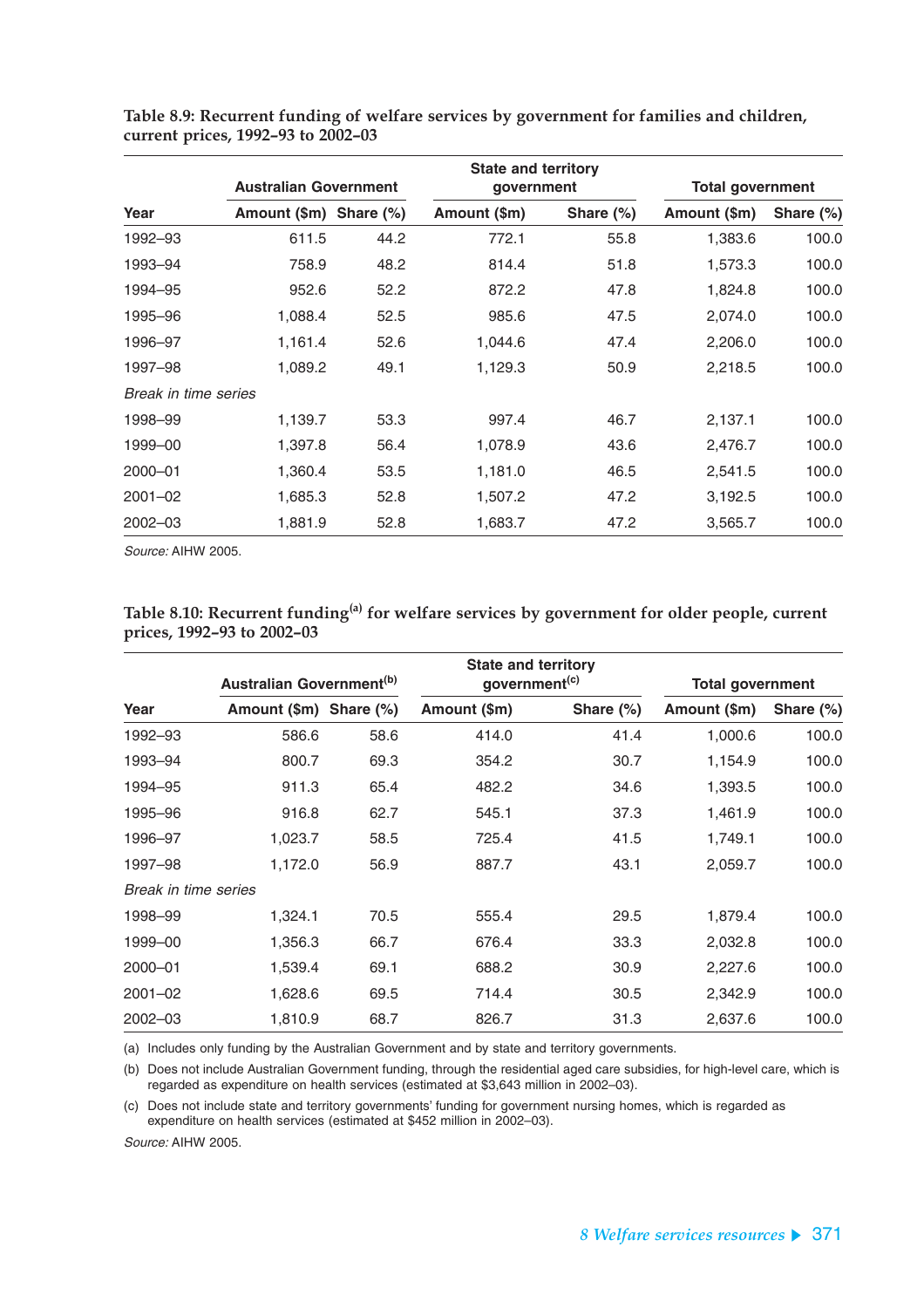**Table 8.9: Recurrent funding of welfare services by government for families and children, current prices, 1992–93 to 2002–03**

| | Australian Government | | State and territory government | | Total government | |
|---|---|---|---|---|---|---|
| Year | Amount ($m) | Share (%) | Amount ($m) | Share (%) | Amount ($m) | Share (%) |
| 1992–93 | 611.5 | 44.2 | 772.1 | 55.8 | 1,383.6 | 100.0 |
| 1993–94 | 758.9 | 48.2 | 814.4 | 51.8 | 1,573.3 | 100.0 |
| 1994–95 | 952.6 | 52.2 | 872.2 | 47.8 | 1,824.8 | 100.0 |
| 1995–96 | 1,088.4 | 52.5 | 985.6 | 47.5 | 2,074.0 | 100.0 |
| 1996–97 | 1,161.4 | 52.6 | 1,044.6 | 47.4 | 2,206.0 | 100.0 |
| 1997–98 | 1,089.2 | 49.1 | 1,129.3 | 50.9 | 2,218.5 | 100.0 |
| *Break in time series* | | | | | | |
| 1998–99 | 1,139.7 | 53.3 | 997.4 | 46.7 | 2,137.1 | 100.0 |
| 1999–00 | 1,397.8 | 56.4 | 1,078.9 | 43.6 | 2,476.7 | 100.0 |
| 2000–01 | 1,360.4 | 53.5 | 1,181.0 | 46.5 | 2,541.5 | 100.0 |
| 2001–02 | 1,685.3 | 52.8 | 1,507.2 | 47.2 | 3,192.5 | 100.0 |
| 2002–03 | 1,881.9 | 52.8 | 1,683.7 | 47.2 | 3,565.7 | 100.0 |

*Source:* AIHW 2005.

**Table 8.10: Recurrent funding[(a)] for welfare services by government for older people, current prices, 1992–93 to 2002–03**

| | Australian Government[(b)] | | State and territory government[(c)] | | Total government | |
|---|---|---|---|---|---|---|
| Year | Amount ($m) | Share (%) | Amount ($m) | Share (%) | Amount ($m) | Share (%) |
| 1992–93 | 586.6 | 58.6 | 414.0 | 41.4 | 1,000.6 | 100.0 |
| 1993–94 | 800.7 | 69.3 | 354.2 | 30.7 | 1,154.9 | 100.0 |
| 1994–95 | 911.3 | 65.4 | 482.2 | 34.6 | 1,393.5 | 100.0 |
| 1995–96 | 916.8 | 62.7 | 545.1 | 37.3 | 1,461.9 | 100.0 |
| 1996–97 | 1,023.7 | 58.5 | 725.4 | 41.5 | 1,749.1 | 100.0 |
| 1997–98 | 1,172.0 | 56.9 | 887.7 | 43.1 | 2,059.7 | 100.0 |
| *Break in time series* | | | | | | |
| 1998–99 | 1,324.1 | 70.5 | 555.4 | 29.5 | 1,879.4 | 100.0 |
| 1999–00 | 1,356.3 | 66.7 | 676.4 | 33.3 | 2,032.8 | 100.0 |
| 2000–01 | 1,539.4 | 69.1 | 688.2 | 30.9 | 2,227.6 | 100.0 |
| 2001–02 | 1,628.6 | 69.5 | 714.4 | 30.5 | 2,342.9 | 100.0 |
| 2002–03 | 1,810.9 | 68.7 | 826.7 | 31.3 | 2,637.6 | 100.0 |

(a) Includes only funding by the Australian Government and by state and territory governments.

(b) Does not include Australian Government funding, through the residential aged care subsidies, for high-level care, which is regarded as expenditure on health services (estimated at $3,643 million in 2002–03).

(c) Does not include state and territory governments' funding for government nursing homes, which is regarded as expenditure on health services (estimated at $452 million in 2002–03).

*Source:* AIHW 2005.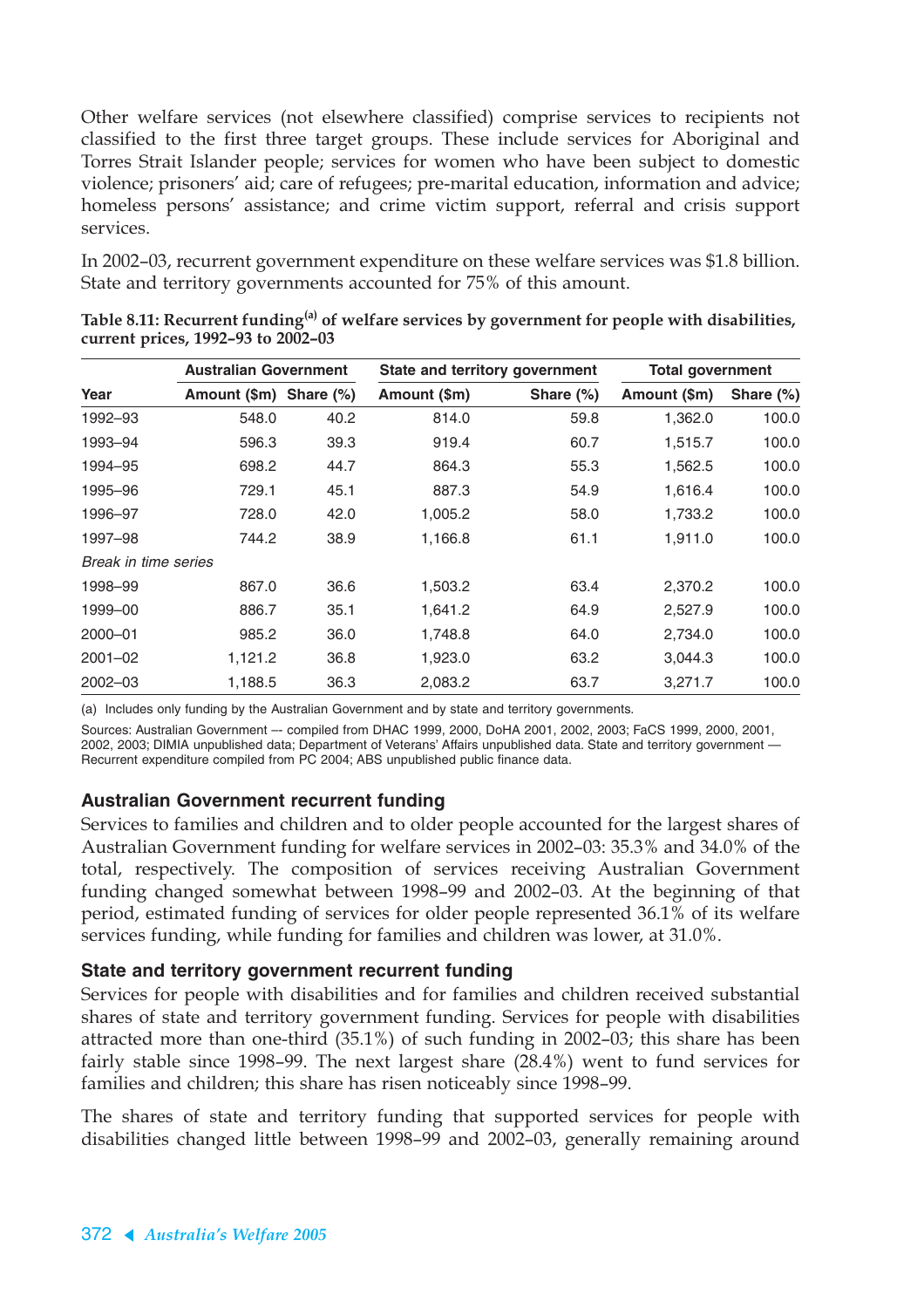Other welfare services (not elsewhere classified) comprise services to recipients not classified to the first three target groups. These include services for Aboriginal and Torres Strait Islander people; services for women who have been subject to domestic violence; prisoners' aid; care of refugees; pre-marital education, information and advice; homeless persons' assistance; and crime victim support, referral and crisis support services.

In 2002–03, recurrent government expenditure on these welfare services was $1.8 billion. State and territory governments accounted for 75% of this amount.

**Table 8.11: Recurrent funding[(a)] of welfare services by government for people with disabilities, current prices, 1992–93 to 2002–03**

| | Australian Government | | State and territory government | | Total government | |
|---|---|---|---|---|---|---|
| Year | Amount ($m) | Share (%) | Amount ($m) | Share (%) | Amount ($m) | Share (%) |
| 1992–93 | 548.0 | 40.2 | 814.0 | 59.8 | 1,362.0 | 100.0 |
| 1993–94 | 596.3 | 39.3 | 919.4 | 60.7 | 1,515.7 | 100.0 |
| 1994–95 | 698.2 | 44.7 | 864.3 | 55.3 | 1,562.5 | 100.0 |
| 1995–96 | 729.1 | 45.1 | 887.3 | 54.9 | 1,616.4 | 100.0 |
| 1996–97 | 728.0 | 42.0 | 1,005.2 | 58.0 | 1,733.2 | 100.0 |
| 1997–98 | 744.2 | 38.9 | 1,166.8 | 61.1 | 1,911.0 | 100.0 |
| *Break in time series* | | | | | | |
| 1998–99 | 867.0 | 36.6 | 1,503.2 | 63.4 | 2,370.2 | 100.0 |
| 1999–00 | 886.7 | 35.1 | 1,641.2 | 64.9 | 2,527.9 | 100.0 |
| 2000–01 | 985.2 | 36.0 | 1,748.8 | 64.0 | 2,734.0 | 100.0 |
| 2001–02 | 1,121.2 | 36.8 | 1,923.0 | 63.2 | 3,044.3 | 100.0 |
| 2002–03 | 1,188.5 | 36.3 | 2,083.2 | 63.7 | 3,271.7 | 100.0 |

(a) Includes only funding by the Australian Government and by state and territory governments.

Sources: Australian Government –– compiled from DHAC 1999, 2000, DoHA 2001, 2002, 2003; FaCS 1999, 2000, 2001, 2002, 2003; DIMIA unpublished data; Department of Veterans' Affairs unpublished data. State and territory government — Recurrent expenditure compiled from PC 2004; ABS unpublished public finance data.

### Australian Government recurrent funding

Services to families and children and to older people accounted for the largest shares of Australian Government funding for welfare services in 2002–03: 35.3% and 34.0% of the total, respectively. The composition of services receiving Australian Government funding changed somewhat between 1998–99 and 2002–03. At the beginning of that period, estimated funding of services for older people represented 36.1% of its welfare services funding, while funding for families and children was lower, at 31.0%.

### State and territory government recurrent funding

Services for people with disabilities and for families and children received substantial shares of state and territory government funding. Services for people with disabilities attracted more than one-third (35.1%) of such funding in 2002–03; this share has been fairly stable since 1998–99. The next largest share (28.4%) went to fund services for families and children; this share has risen noticeably since 1998–99.

The shares of state and territory funding that supported services for people with disabilities changed little between 1998–99 and 2002–03, generally remaining around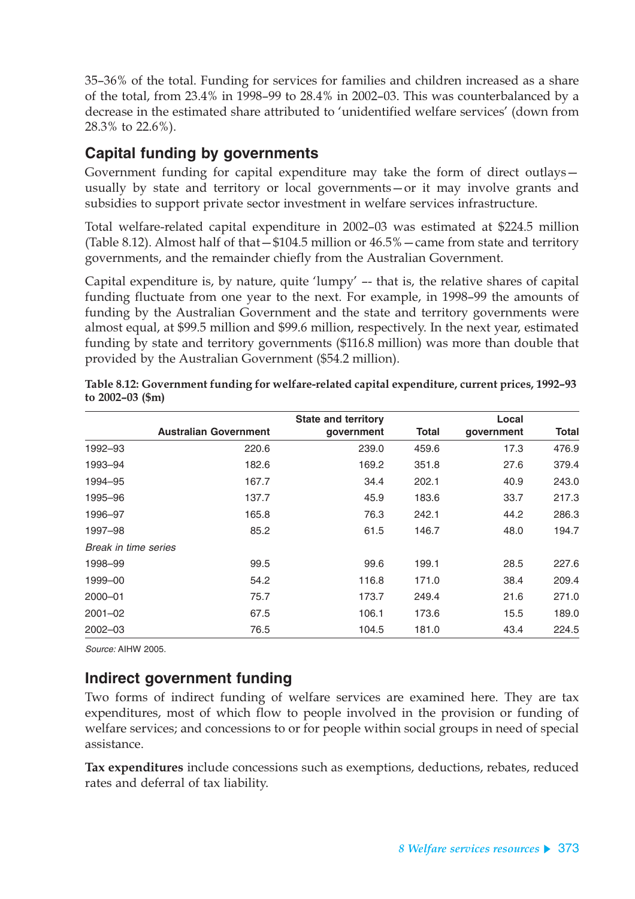35–36% of the total. Funding for services for families and children increased as a share of the total, from 23.4% in 1998–99 to 28.4% in 2002–03. This was counterbalanced by a decrease in the estimated share attributed to 'unidentified welfare services' (down from 28.3% to 22.6%).

## Capital funding by governments

Government funding for capital expenditure may take the form of direct outlays—usually by state and territory or local governments—or it may involve grants and subsidies to support private sector investment in welfare services infrastructure.

Total welfare-related capital expenditure in 2002–03 was estimated at $224.5 million (Table 8.12). Almost half of that—$104.5 million or 46.5%—came from state and territory governments, and the remainder chiefly from the Australian Government.

Capital expenditure is, by nature, quite 'lumpy' -- that is, the relative shares of capital funding fluctuate from one year to the next. For example, in 1998–99 the amounts of funding by the Australian Government and the state and territory governments were almost equal, at $99.5 million and $99.6 million, respectively. In the next year, estimated funding by state and territory governments ($116.8 million) was more than double that provided by the Australian Government ($54.2 million).

**Table 8.12: Government funding for welfare-related capital expenditure, current prices, 1992–93 to 2002–03 ($m)**

| | Australian Government | State and territory government | Total | Local government | Total |
|---|---|---|---|---|---|
| 1992–93 | 220.6 | 239.0 | 459.6 | 17.3 | 476.9 |
| 1993–94 | 182.6 | 169.2 | 351.8 | 27.6 | 379.4 |
| 1994–95 | 167.7 | 34.4 | 202.1 | 40.9 | 243.0 |
| 1995–96 | 137.7 | 45.9 | 183.6 | 33.7 | 217.3 |
| 1996–97 | 165.8 | 76.3 | 242.1 | 44.2 | 286.3 |
| 1997–98 | 85.2 | 61.5 | 146.7 | 48.0 | 194.7 |
| *Break in time series* | | | | | |
| 1998–99 | 99.5 | 99.6 | 199.1 | 28.5 | 227.6 |
| 1999–00 | 54.2 | 116.8 | 171.0 | 38.4 | 209.4 |
| 2000–01 | 75.7 | 173.7 | 249.4 | 21.6 | 271.0 |
| 2001–02 | 67.5 | 106.1 | 173.6 | 15.5 | 189.0 |
| 2002–03 | 76.5 | 104.5 | 181.0 | 43.4 | 224.5 |

*Source:* AIHW 2005.

## Indirect government funding

Two forms of indirect funding of welfare services are examined here. They are tax expenditures, most of which flow to people involved in the provision or funding of welfare services; and concessions to or for people within social groups in need of special assistance.

**Tax expenditures** include concessions such as exemptions, deductions, rebates, reduced rates and deferral of tax liability.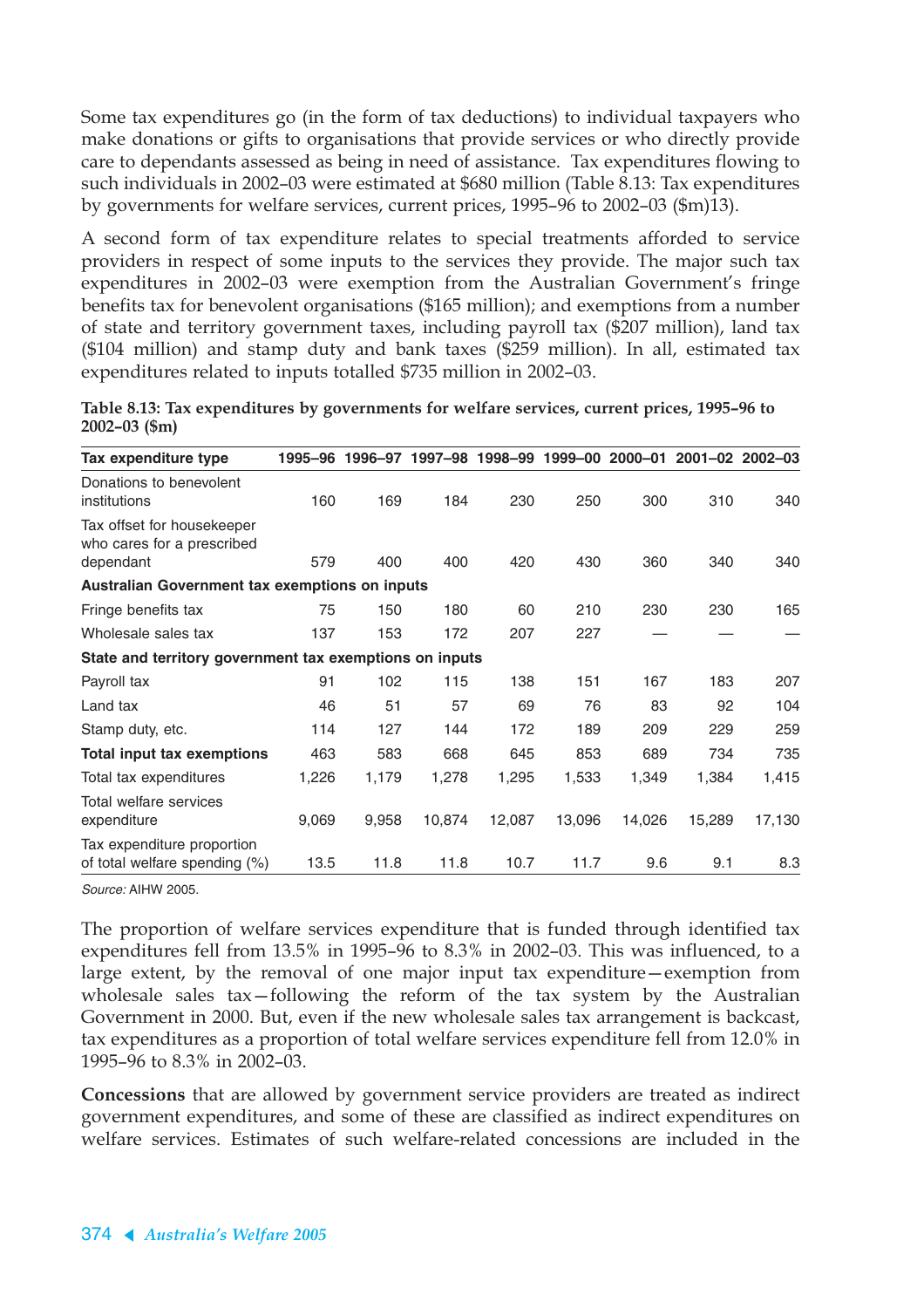Some tax expenditures go (in the form of tax deductions) to individual taxpayers who make donations or gifts to organisations that provide services or who directly provide care to dependants assessed as being in need of assistance. Tax expenditures flowing to such individuals in 2002–03 were estimated at $680 million (Table 8.13: Tax expenditures by governments for welfare services, current prices, 1995–96 to 2002–03 ($m)13).

A second form of tax expenditure relates to special treatments afforded to service providers in respect of some inputs to the services they provide. The major such tax expenditures in 2002–03 were exemption from the Australian Government's fringe benefits tax for benevolent organisations ($165 million); and exemptions from a number of state and territory government taxes, including payroll tax ($207 million), land tax ($104 million) and stamp duty and bank taxes ($259 million). In all, estimated tax expenditures related to inputs totalled $735 million in 2002–03.

**Table 8.13: Tax expenditures by governments for welfare services, current prices, 1995–96 to 2002–03 ($m)**

| Tax expenditure type | 1995–96 | 1996–97 | 1997–98 | 1998–99 | 1999–00 | 2000–01 | 2001–02 | 2002–03 |
|---|---|---|---|---|---|---|---|---|
| Donations to benevolent institutions | 160 | 169 | 184 | 230 | 250 | 300 | 310 | 340 |
| Tax offset for housekeeper who cares for a prescribed dependant | 579 | 400 | 400 | 420 | 430 | 360 | 340 | 340 |
| **Australian Government tax exemptions on inputs** | | | | | | | | |
| Fringe benefits tax | 75 | 150 | 180 | 60 | 210 | 230 | 230 | 165 |
| Wholesale sales tax | 137 | 153 | 172 | 207 | 227 | — | — | — |
| **State and territory government tax exemptions on inputs** | | | | | | | | |
| Payroll tax | 91 | 102 | 115 | 138 | 151 | 167 | 183 | 207 |
| Land tax | 46 | 51 | 57 | 69 | 76 | 83 | 92 | 104 |
| Stamp duty, etc. | 114 | 127 | 144 | 172 | 189 | 209 | 229 | 259 |
| **Total input tax exemptions** | 463 | 583 | 668 | 645 | 853 | 689 | 734 | 735 |
| Total tax expenditures | 1,226 | 1,179 | 1,278 | 1,295 | 1,533 | 1,349 | 1,384 | 1,415 |
| Total welfare services expenditure | 9,069 | 9,958 | 10,874 | 12,087 | 13,096 | 14,026 | 15,289 | 17,130 |
| Tax expenditure proportion of total welfare spending (%) | 13.5 | 11.8 | 11.8 | 10.7 | 11.7 | 9.6 | 9.1 | 8.3 |

*Source:* AIHW 2005.

The proportion of welfare services expenditure that is funded through identified tax expenditures fell from 13.5% in 1995–96 to 8.3% in 2002–03. This was influenced, to a large extent, by the removal of one major input tax expenditure—exemption from wholesale sales tax—following the reform of the tax system by the Australian Government in 2000. But, even if the new wholesale sales tax arrangement is backcast, tax expenditures as a proportion of total welfare services expenditure fell from 12.0% in 1995–96 to 8.3% in 2002–03.

**Concessions** that are allowed by government service providers are treated as indirect government expenditures, and some of these are classified as indirect expenditures on welfare services. Estimates of such welfare-related concessions are included in the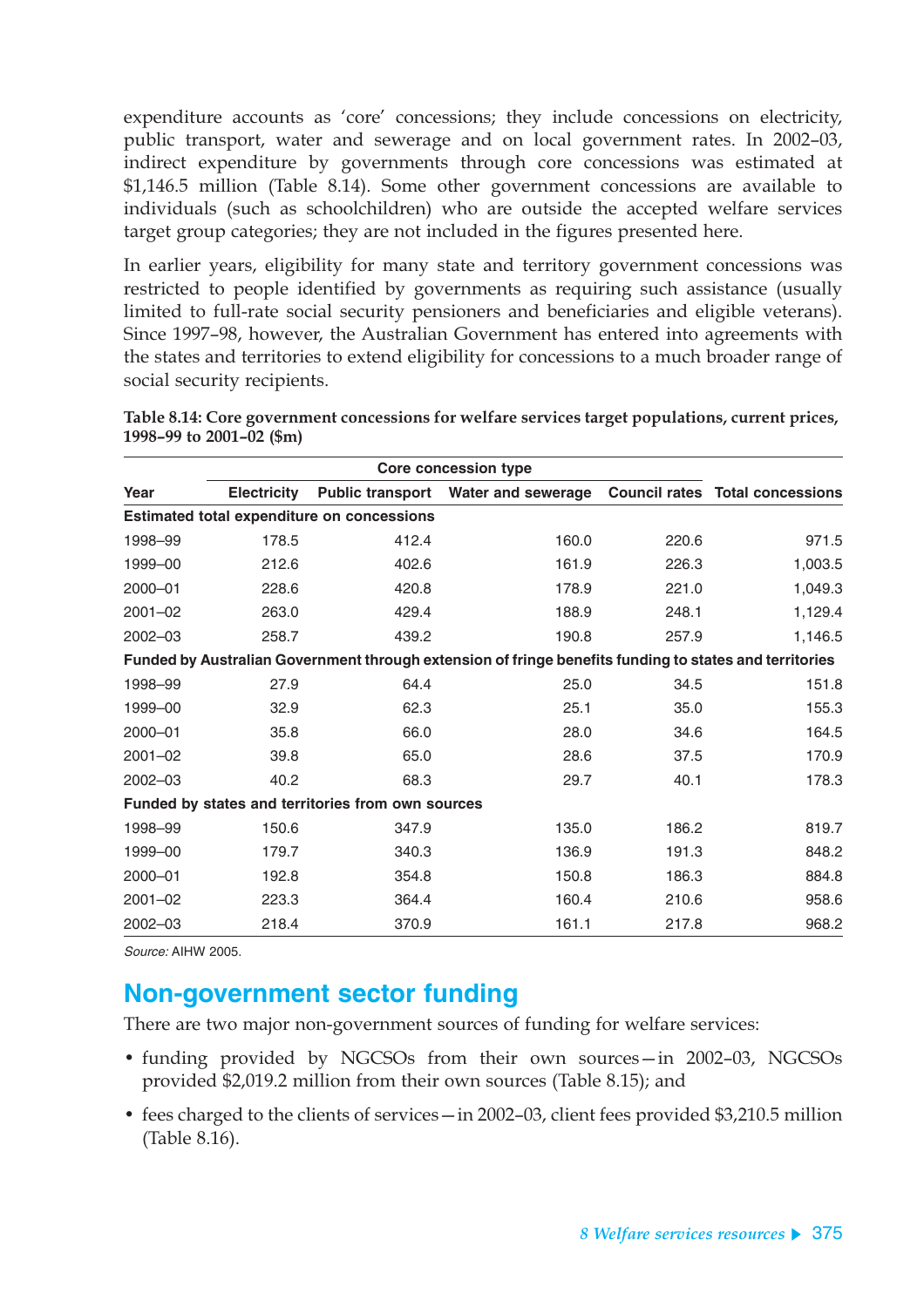expenditure accounts as 'core' concessions; they include concessions on electricity, public transport, water and sewerage and on local government rates. In 2002–03, indirect expenditure by governments through core concessions was estimated at $1,146.5 million (Table 8.14). Some other government concessions are available to individuals (such as schoolchildren) who are outside the accepted welfare services target group categories; they are not included in the figures presented here.

In earlier years, eligibility for many state and territory government concessions was restricted to people identified by governments as requiring such assistance (usually limited to full-rate social security pensioners and beneficiaries and eligible veterans). Since 1997–98, however, the Australian Government has entered into agreements with the states and territories to extend eligibility for concessions to a much broader range of social security recipients.

**Table 8.14: Core government concessions for welfare services target populations, current prices, 1998–99 to 2001–02 ($m)**

| | Core concession type | | | | |
|---|---|---|---|---|---|
| Year | Electricity | Public transport | Water and sewerage | Council rates | Total concessions |
| **Estimated total expenditure on concessions** | | | | | |
| 1998–99 | 178.5 | 412.4 | 160.0 | 220.6 | 971.5 |
| 1999–00 | 212.6 | 402.6 | 161.9 | 226.3 | 1,003.5 |
| 2000–01 | 228.6 | 420.8 | 178.9 | 221.0 | 1,049.3 |
| 2001–02 | 263.0 | 429.4 | 188.9 | 248.1 | 1,129.4 |
| 2002–03 | 258.7 | 439.2 | 190.8 | 257.9 | 1,146.5 |
| **Funded by Australian Government through extension of fringe benefits funding to states and territories** | | | | | |
| 1998–99 | 27.9 | 64.4 | 25.0 | 34.5 | 151.8 |
| 1999–00 | 32.9 | 62.3 | 25.1 | 35.0 | 155.3 |
| 2000–01 | 35.8 | 66.0 | 28.0 | 34.6 | 164.5 |
| 2001–02 | 39.8 | 65.0 | 28.6 | 37.5 | 170.9 |
| 2002–03 | 40.2 | 68.3 | 29.7 | 40.1 | 178.3 |
| **Funded by states and territories from own sources** | | | | | |
| 1998–99 | 150.6 | 347.9 | 135.0 | 186.2 | 819.7 |
| 1999–00 | 179.7 | 340.3 | 136.9 | 191.3 | 848.2 |
| 2000–01 | 192.8 | 354.8 | 150.8 | 186.3 | 884.8 |
| 2001–02 | 223.3 | 364.4 | 160.4 | 210.6 | 958.6 |
| 2002–03 | 218.4 | 370.9 | 161.1 | 217.8 | 968.2 |

*Source:* AIHW 2005.

## Non-government sector funding

There are two major non-government sources of funding for welfare services:

- funding provided by NGCSOs from their own sources—in 2002–03, NGCSOs provided $2,019.2 million from their own sources (Table 8.15); and
- fees charged to the clients of services—in 2002–03, client fees provided $3,210.5 million (Table 8.16).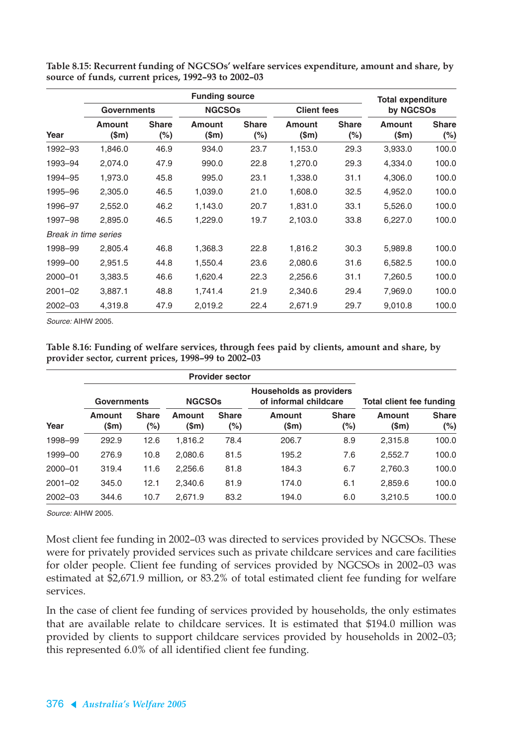**Table 8.15: Recurrent funding of NGCSOs' welfare services expenditure, amount and share, by source of funds, current prices, 1992–93 to 2002–03**

| | Funding source | | | | | | Total expenditure by NGCSOs | |
|---|---|---|---|---|---|---|---|---|
| | Governments | | NGCSOs | | Client fees | | | |
| Year | Amount ($m) | Share (%) | Amount ($m) | Share (%) | Amount ($m) | Share (%) | Amount ($m) | Share (%) |
| 1992–93 | 1,846.0 | 46.9 | 934.0 | 23.7 | 1,153.0 | 29.3 | 3,933.0 | 100.0 |
| 1993–94 | 2,074.0 | 47.9 | 990.0 | 22.8 | 1,270.0 | 29.3 | 4,334.0 | 100.0 |
| 1994–95 | 1,973.0 | 45.8 | 995.0 | 23.1 | 1,338.0 | 31.1 | 4,306.0 | 100.0 |
| 1995–96 | 2,305.0 | 46.5 | 1,039.0 | 21.0 | 1,608.0 | 32.5 | 4,952.0 | 100.0 |
| 1996–97 | 2,552.0 | 46.2 | 1,143.0 | 20.7 | 1,831.0 | 33.1 | 5,526.0 | 100.0 |
| 1997–98 | 2,895.0 | 46.5 | 1,229.0 | 19.7 | 2,103.0 | 33.8 | 6,227.0 | 100.0 |
| *Break in time series* | | | | | | | | |
| 1998–99 | 2,805.4 | 46.8 | 1,368.3 | 22.8 | 1,816.2 | 30.3 | 5,989.8 | 100.0 |
| 1999–00 | 2,951.5 | 44.8 | 1,550.4 | 23.6 | 2,080.6 | 31.6 | 6,582.5 | 100.0 |
| 2000–01 | 3,383.5 | 46.6 | 1,620.4 | 22.3 | 2,256.6 | 31.1 | 7,260.5 | 100.0 |
| 2001–02 | 3,887.1 | 48.8 | 1,741.4 | 21.9 | 2,340.6 | 29.4 | 7,969.0 | 100.0 |
| 2002–03 | 4,319.8 | 47.9 | 2,019.2 | 22.4 | 2,671.9 | 29.7 | 9,010.8 | 100.0 |

*Source:* AIHW 2005.

**Table 8.16: Funding of welfare services, through fees paid by clients, amount and share, by provider sector, current prices, 1998–99 to 2002–03**

| | Provider sector | | | | | | Total client fee funding | |
|---|---|---|---|---|---|---|---|---|
| | Governments | | NGCSOs | | Households as providers of informal childcare | | | |
| Year | Amount ($m) | Share (%) | Amount ($m) | Share (%) | Amount ($m) | Share (%) | Amount ($m) | Share (%) |
| 1998–99 | 292.9 | 12.6 | 1,816.2 | 78.4 | 206.7 | 8.9 | 2,315.8 | 100.0 |
| 1999–00 | 276.9 | 10.8 | 2,080.6 | 81.5 | 195.2 | 7.6 | 2,552.7 | 100.0 |
| 2000–01 | 319.4 | 11.6 | 2,256.6 | 81.8 | 184.3 | 6.7 | 2,760.3 | 100.0 |
| 2001–02 | 345.0 | 12.1 | 2,340.6 | 81.9 | 174.0 | 6.1 | 2,859.6 | 100.0 |
| 2002–03 | 344.6 | 10.7 | 2,671.9 | 83.2 | 194.0 | 6.0 | 3,210.5 | 100.0 |

*Source:* AIHW 2005.

Most client fee funding in 2002–03 was directed to services provided by NGCSOs. These were for privately provided services such as private childcare services and care facilities for older people. Client fee funding of services provided by NGCSOs in 2002–03 was estimated at $2,671.9 million, or 83.2% of total estimated client fee funding for welfare services.

In the case of client fee funding of services provided by households, the only estimates that are available relate to childcare services. It is estimated that $194.0 million was provided by clients to support childcare services provided by households in 2002–03; this represented 6.0% of all identified client fee funding.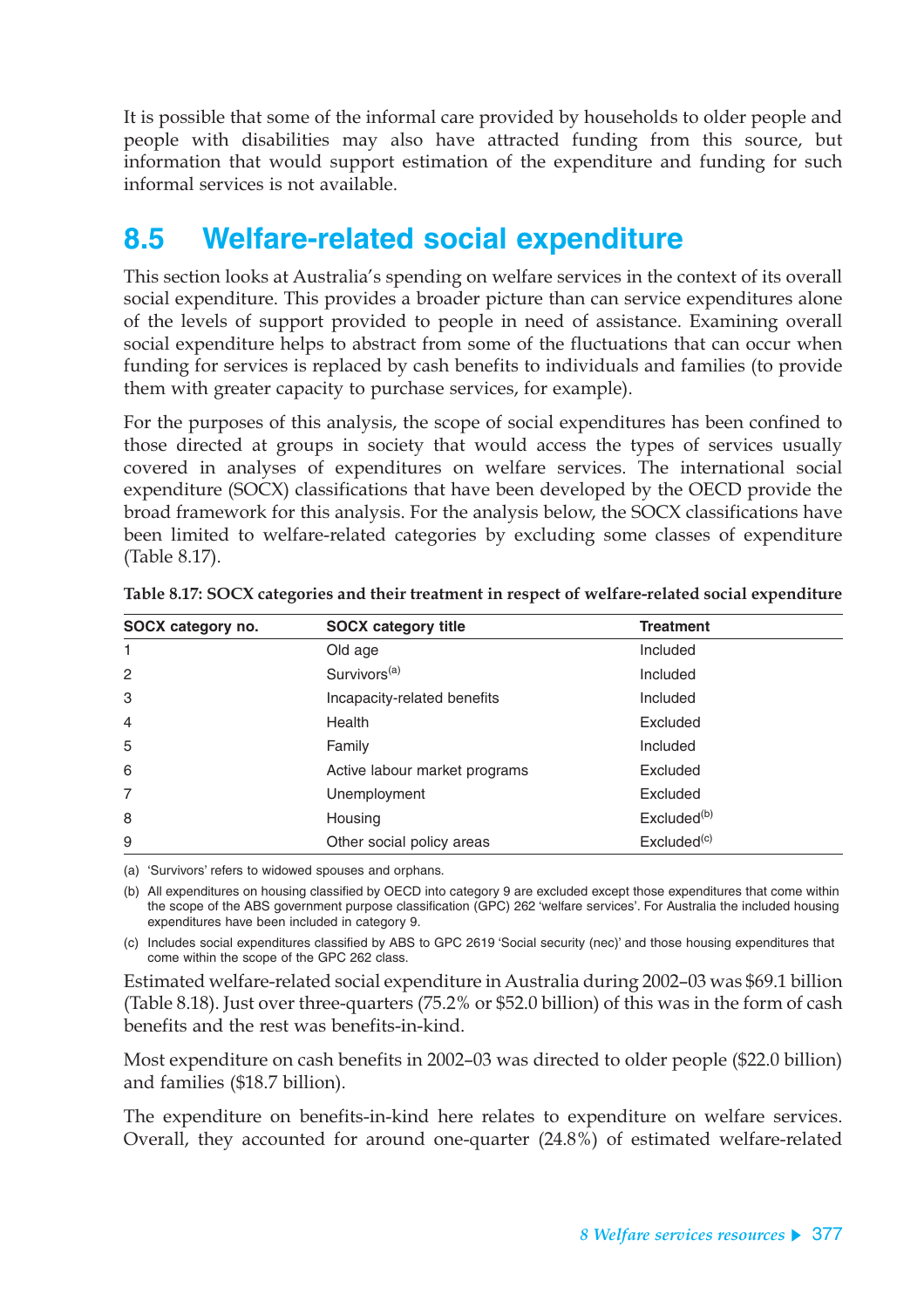It is possible that some of the informal care provided by households to older people and people with disabilities may also have attracted funding from this source, but information that would support estimation of the expenditure and funding for such informal services is not available.

## 8.5 Welfare-related social expenditure

This section looks at Australia's spending on welfare services in the context of its overall social expenditure. This provides a broader picture than can service expenditures alone of the levels of support provided to people in need of assistance. Examining overall social expenditure helps to abstract from some of the fluctuations that can occur when funding for services is replaced by cash benefits to individuals and families (to provide them with greater capacity to purchase services, for example).

For the purposes of this analysis, the scope of social expenditures has been confined to those directed at groups in society that would access the types of services usually covered in analyses of expenditures on welfare services. The international social expenditure (SOCX) classifications that have been developed by the OECD provide the broad framework for this analysis. For the analysis below, the SOCX classifications have been limited to welfare-related categories by excluding some classes of expenditure (Table 8.17).

**Table 8.17: SOCX categories and their treatment in respect of welfare-related social expenditure**

| SOCX category no. | SOCX category title | Treatment |
|---|---|---|
| 1 | Old age | Included |
| 2 | Survivors[(a)] | Included |
| 3 | Incapacity-related benefits | Included |
| 4 | Health | Excluded |
| 5 | Family | Included |
| 6 | Active labour market programs | Excluded |
| 7 | Unemployment | Excluded |
| 8 | Housing | Excluded[(b)] |
| 9 | Other social policy areas | Excluded[(c)] |

(a) 'Survivors' refers to widowed spouses and orphans.

(b) All expenditures on housing classified by OECD into category 9 are excluded except those expenditures that come within the scope of the ABS government purpose classification (GPC) 262 'welfare services'. For Australia the included housing expenditures have been included in category 9.

(c) Includes social expenditures classified by ABS to GPC 2619 'Social security (nec)' and those housing expenditures that come within the scope of the GPC 262 class.

Estimated welfare-related social expenditure in Australia during 2002–03 was $69.1 billion (Table 8.18). Just over three-quarters (75.2% or $52.0 billion) of this was in the form of cash benefits and the rest was benefits-in-kind.

Most expenditure on cash benefits in 2002–03 was directed to older people ($22.0 billion) and families ($18.7 billion).

The expenditure on benefits-in-kind here relates to expenditure on welfare services. Overall, they accounted for around one-quarter (24.8%) of estimated welfare-related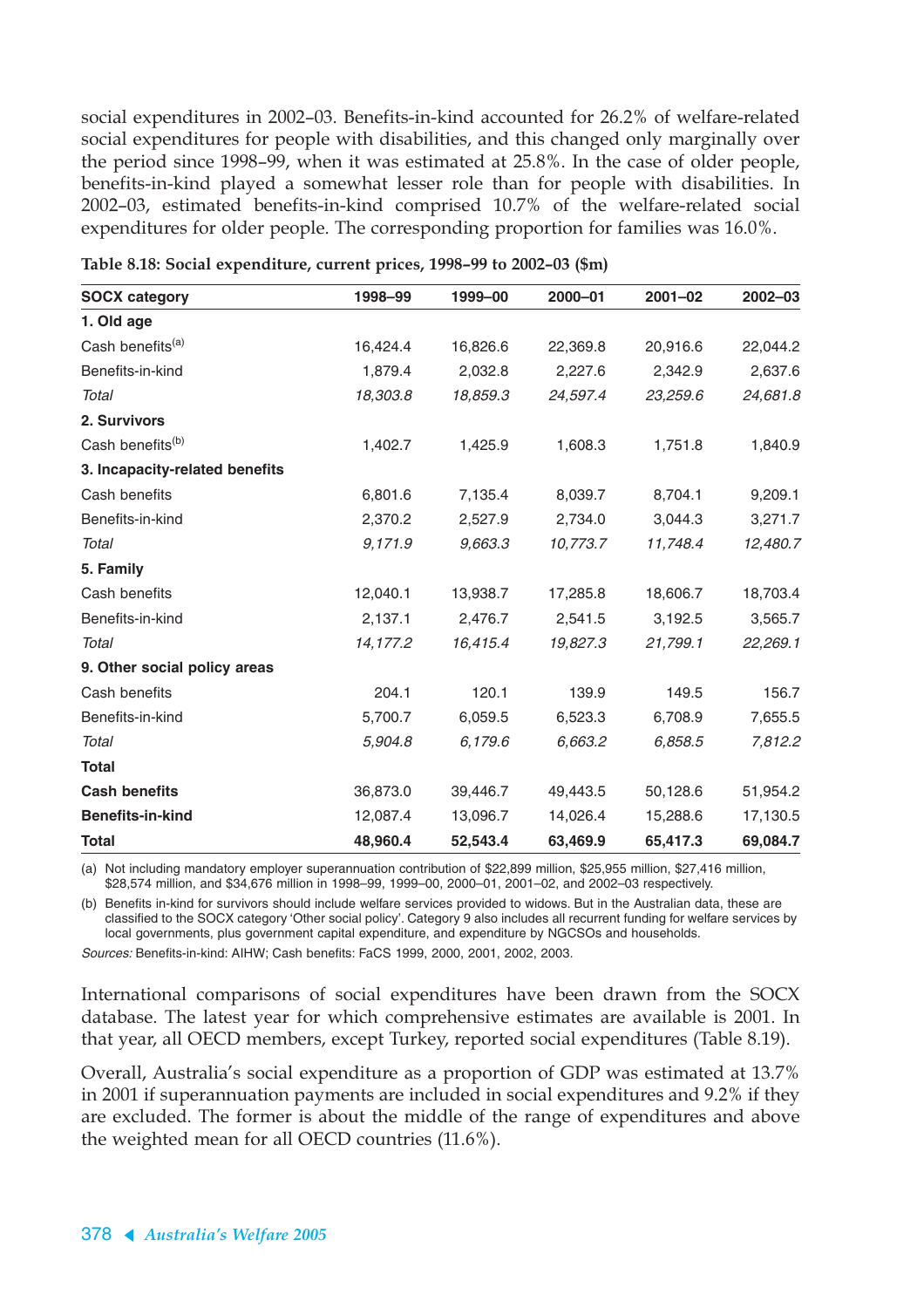social expenditures in 2002–03. Benefits-in-kind accounted for 26.2% of welfare-related social expenditures for people with disabilities, and this changed only marginally over the period since 1998–99, when it was estimated at 25.8%. In the case of older people, benefits-in-kind played a somewhat lesser role than for people with disabilities. In 2002–03, estimated benefits-in-kind comprised 10.7% of the welfare-related social expenditures for older people. The corresponding proportion for families was 16.0%.

**Table 8.18: Social expenditure, current prices, 1998–99 to 2002–03 ($m)**

| SOCX category | 1998–99 | 1999–00 | 2000–01 | 2001–02 | 2002–03 |
|---|---|---|---|---|---|
| **1. Old age** | | | | | |
| Cash benefits[(a)] | 16,424.4 | 16,826.6 | 22,369.8 | 20,916.6 | 22,044.2 |
| Benefits-in-kind | 1,879.4 | 2,032.8 | 2,227.6 | 2,342.9 | 2,637.6 |
| *Total* | *18,303.8* | *18,859.3* | *24,597.4* | *23,259.6* | *24,681.8* |
| **2. Survivors** | | | | | |
| Cash benefits[(b)] | 1,402.7 | 1,425.9 | 1,608.3 | 1,751.8 | 1,840.9 |
| **3. Incapacity-related benefits** | | | | | |
| Cash benefits | 6,801.6 | 7,135.4 | 8,039.7 | 8,704.1 | 9,209.1 |
| Benefits-in-kind | 2,370.2 | 2,527.9 | 2,734.0 | 3,044.3 | 3,271.7 |
| *Total* | *9,171.9* | *9,663.3* | *10,773.7* | *11,748.4* | *12,480.7* |
| **5. Family** | | | | | |
| Cash benefits | 12,040.1 | 13,938.7 | 17,285.8 | 18,606.7 | 18,703.4 |
| Benefits-in-kind | 2,137.1 | 2,476.7 | 2,541.5 | 3,192.5 | 3,565.7 |
| *Total* | *14,177.2* | *16,415.4* | *19,827.3* | *21,799.1* | *22,269.1* |
| **9. Other social policy areas** | | | | | |
| Cash benefits | 204.1 | 120.1 | 139.9 | 149.5 | 156.7 |
| Benefits-in-kind | 5,700.7 | 6,059.5 | 6,523.3 | 6,708.9 | 7,655.5 |
| *Total* | *5,904.8* | *6,179.6* | *6,663.2* | *6,858.5* | *7,812.2* |
| **Total** | | | | | |
| **Cash benefits** | 36,873.0 | 39,446.7 | 49,443.5 | 50,128.6 | 51,954.2 |
| **Benefits-in-kind** | 12,087.4 | 13,096.7 | 14,026.4 | 15,288.6 | 17,130.5 |
| **Total** | **48,960.4** | **52,543.4** | **63,469.9** | **65,417.3** | **69,084.7** |

(a) Not including mandatory employer superannuation contribution of $22,899 million, $25,955 million, $27,416 million, $28,574 million, and $34,676 million in 1998–99, 1999–00, 2000–01, 2001–02, and 2002–03 respectively.

(b) Benefits in-kind for survivors should include welfare services provided to widows. But in the Australian data, these are classified to the SOCX category 'Other social policy'. Category 9 also includes all recurrent funding for welfare services by local governments, plus government capital expenditure, and expenditure by NGCSOs and households.

*Sources:* Benefits-in-kind: AIHW; Cash benefits: FaCS 1999, 2000, 2001, 2002, 2003.

International comparisons of social expenditures have been drawn from the SOCX database. The latest year for which comprehensive estimates are available is 2001. In that year, all OECD members, except Turkey, reported social expenditures (Table 8.19).

Overall, Australia's social expenditure as a proportion of GDP was estimated at 13.7% in 2001 if superannuation payments are included in social expenditures and 9.2% if they are excluded. The former is about the middle of the range of expenditures and above the weighted mean for all OECD countries (11.6%).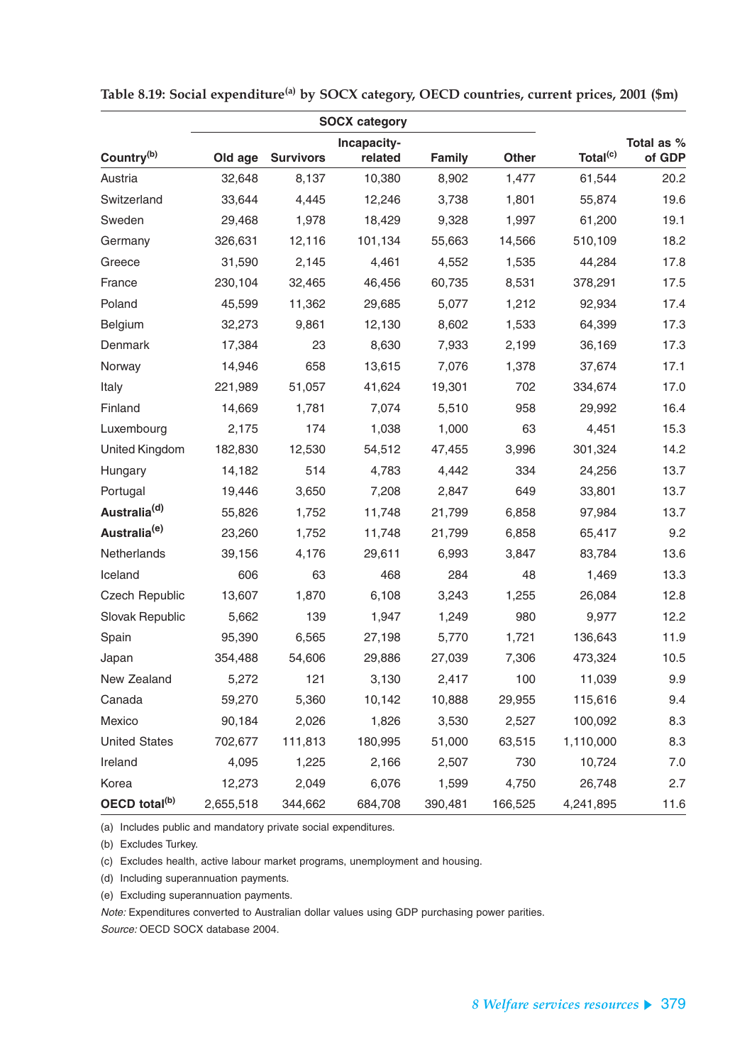**Table 8.19: Social expenditure[(a)] by SOCX category, OECD countries, current prices, 2001 ($m)**

| Country[(b)] | SOCX category | | | | | Total[(c)] | Total as % of GDP |
|---|---|---|---|---|---|---|---|
| | Old age | Survivors | Incapacity-related | Family | Other | | |
| Austria | 32,648 | 8,137 | 10,380 | 8,902 | 1,477 | 61,544 | 20.2 |
| Switzerland | 33,644 | 4,445 | 12,246 | 3,738 | 1,801 | 55,874 | 19.6 |
| Sweden | 29,468 | 1,978 | 18,429 | 9,328 | 1,997 | 61,200 | 19.1 |
| Germany | 326,631 | 12,116 | 101,134 | 55,663 | 14,566 | 510,109 | 18.2 |
| Greece | 31,590 | 2,145 | 4,461 | 4,552 | 1,535 | 44,284 | 17.8 |
| France | 230,104 | 32,465 | 46,456 | 60,735 | 8,531 | 378,291 | 17.5 |
| Poland | 45,599 | 11,362 | 29,685 | 5,077 | 1,212 | 92,934 | 17.4 |
| Belgium | 32,273 | 9,861 | 12,130 | 8,602 | 1,533 | 64,399 | 17.3 |
| Denmark | 17,384 | 23 | 8,630 | 7,933 | 2,199 | 36,169 | 17.3 |
| Norway | 14,946 | 658 | 13,615 | 7,076 | 1,378 | 37,674 | 17.1 |
| Italy | 221,989 | 51,057 | 41,624 | 19,301 | 702 | 334,674 | 17.0 |
| Finland | 14,669 | 1,781 | 7,074 | 5,510 | 958 | 29,992 | 16.4 |
| Luxembourg | 2,175 | 174 | 1,038 | 1,000 | 63 | 4,451 | 15.3 |
| United Kingdom | 182,830 | 12,530 | 54,512 | 47,455 | 3,996 | 301,324 | 14.2 |
| Hungary | 14,182 | 514 | 4,783 | 4,442 | 334 | 24,256 | 13.7 |
| Portugal | 19,446 | 3,650 | 7,208 | 2,847 | 649 | 33,801 | 13.7 |
| **Australia[(d)]** | 55,826 | 1,752 | 11,748 | 21,799 | 6,858 | 97,984 | 13.7 |
| **Australia[(e)]** | 23,260 | 1,752 | 11,748 | 21,799 | 6,858 | 65,417 | 9.2 |
| Netherlands | 39,156 | 4,176 | 29,611 | 6,993 | 3,847 | 83,784 | 13.6 |
| Iceland | 606 | 63 | 468 | 284 | 48 | 1,469 | 13.3 |
| Czech Republic | 13,607 | 1,870 | 6,108 | 3,243 | 1,255 | 26,084 | 12.8 |
| Slovak Republic | 5,662 | 139 | 1,947 | 1,249 | 980 | 9,977 | 12.2 |
| Spain | 95,390 | 6,565 | 27,198 | 5,770 | 1,721 | 136,643 | 11.9 |
| Japan | 354,488 | 54,606 | 29,886 | 27,039 | 7,306 | 473,324 | 10.5 |
| New Zealand | 5,272 | 121 | 3,130 | 2,417 | 100 | 11,039 | 9.9 |
| Canada | 59,270 | 5,360 | 10,142 | 10,888 | 29,955 | 115,616 | 9.4 |
| Mexico | 90,184 | 2,026 | 1,826 | 3,530 | 2,527 | 100,092 | 8.3 |
| United States | 702,677 | 111,813 | 180,995 | 51,000 | 63,515 | 1,110,000 | 8.3 |
| Ireland | 4,095 | 1,225 | 2,166 | 2,507 | 730 | 10,724 | 7.0 |
| Korea | 12,273 | 2,049 | 6,076 | 1,599 | 4,750 | 26,748 | 2.7 |
| **OECD total[(b)]** | 2,655,518 | 344,662 | 684,708 | 390,481 | 166,525 | 4,241,895 | 11.6 |

(a) Includes public and mandatory private social expenditures.

(b) Excludes Turkey.

(c) Excludes health, active labour market programs, unemployment and housing.

(d) Including superannuation payments.

(e) Excluding superannuation payments.

*Note:* Expenditures converted to Australian dollar values using GDP purchasing power parities.

*Source:* OECD SOCX database 2004.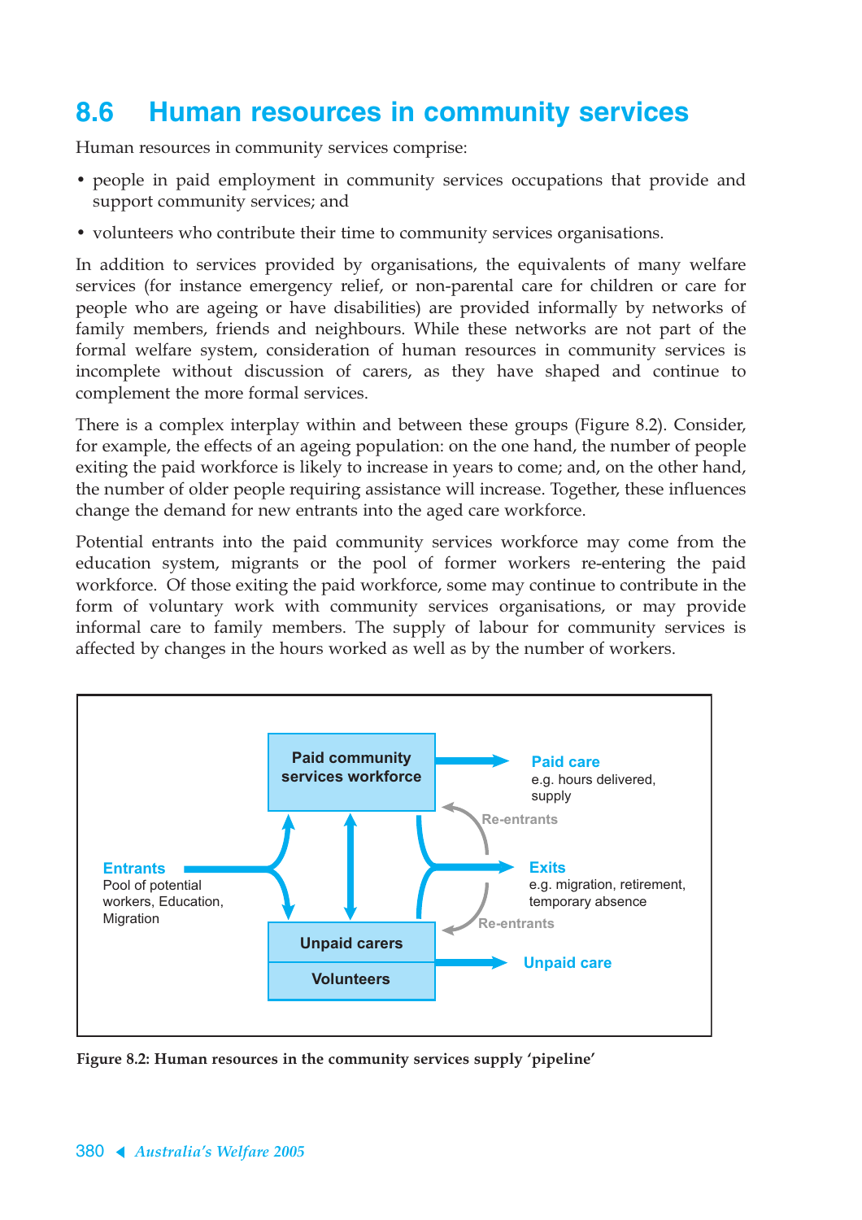## 8.6 Human resources in community services

Human resources in community services comprise:

- people in paid employment in community services occupations that provide and support community services; and
- volunteers who contribute their time to community services organisations.

In addition to services provided by organisations, the equivalents of many welfare services (for instance emergency relief, or non-parental care for children or care for people who are ageing or have disabilities) are provided informally by networks of family members, friends and neighbours. While these networks are not part of the formal welfare system, consideration of human resources in community services is incomplete without discussion of carers, as they have shaped and continue to complement the more formal services.

There is a complex interplay within and between these groups (Figure 8.2). Consider, for example, the effects of an ageing population: on the one hand, the number of people exiting the paid workforce is likely to increase in years to come; and, on the other hand, the number of older people requiring assistance will increase. Together, these influences change the demand for new entrants into the aged care workforce.

Potential entrants into the paid community services workforce may come from the education system, migrants or the pool of former workers re-entering the paid workforce. Of those exiting the paid workforce, some may continue to contribute in the form of voluntary work with community services organisations, or may provide informal care to family members. The supply of labour for community services is affected by changes in the hours worked as well as by the number of workers.

**Entrants** Pool of potential workers, Education, Migration

**Paid community services workforce**

**Paid care** e.g. hours delivered, supply

Re-entrants

**Exits** e.g. migration, retirement, temporary absence

Re-entrants

**Unpaid carers**

**Volunteers**

**Unpaid care**

**Figure 8.2: Human resources in the community services supply 'pipeline'**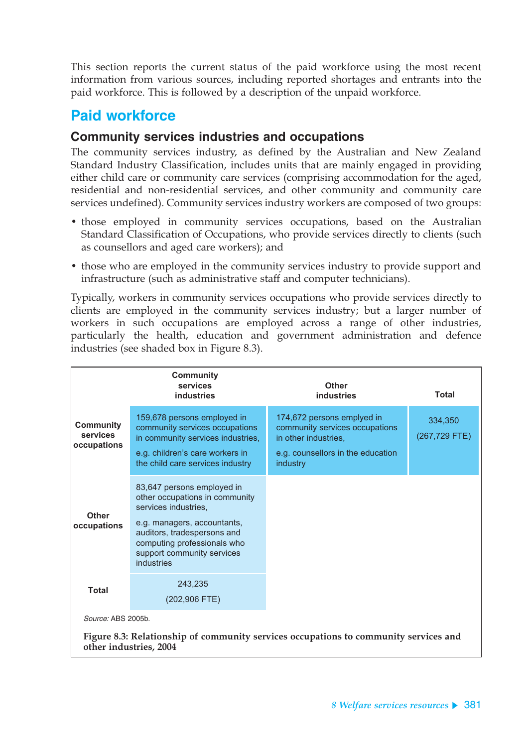This section reports the current status of the paid workforce using the most recent information from various sources, including reported shortages and entrants into the paid workforce. This is followed by a description of the unpaid workforce.

## Paid workforce

### Community services industries and occupations

The community services industry, as defined by the Australian and New Zealand Standard Industry Classification, includes units that are mainly engaged in providing either child care or community care services (comprising accommodation for the aged, residential and non-residential services, and other community and community care services undefined). Community services industry workers are composed of two groups:

- those employed in community services occupations, based on the Australian Standard Classification of Occupations, who provide services directly to clients (such as counsellors and aged care workers); and
- those who are employed in the community services industry to provide support and infrastructure (such as administrative staff and computer technicians).

Typically, workers in community services occupations who provide services directly to clients are employed in the community services industry; but a larger number of workers in such occupations are employed across a range of other industries, particularly the health, education and government administration and defence industries (see shaded box in Figure 8.3).

| | Community services industries | Other industries | Total |
|---|---|---|---|
| **Community services occupations** | 159,678 persons employed in community services occupations in community services industries, e.g. children's care workers in the child care services industry | 174,672 persons emplyed in community services occupations in other industries, e.g. counsellors in the education industry | 334,350 (267,729 FTE) |
| **Other occupations** | 83,647 persons employed in other occupations in community services industries, e.g. managers, accountants, auditors, tradespersons and computing professionals who support community services industries | | |
| **Total** | 243,235 (202,906 FTE) | | |

*Source:* ABS 2005b.

**Figure 8.3: Relationship of community services occupations to community services and other industries, 2004**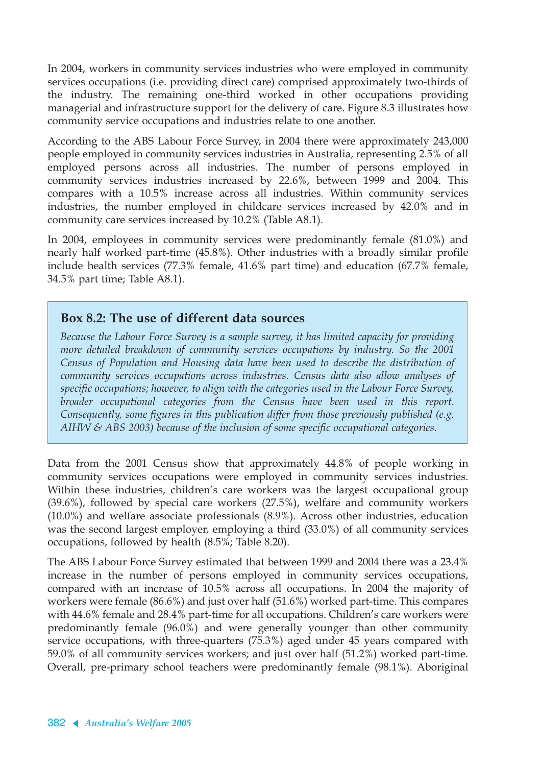In 2004, workers in community services industries who were employed in community services occupations (i.e. providing direct care) comprised approximately two-thirds of the industry. The remaining one-third worked in other occupations providing managerial and infrastructure support for the delivery of care. Figure 8.3 illustrates how community service occupations and industries relate to one another.

According to the ABS Labour Force Survey, in 2004 there were approximately 243,000 people employed in community services industries in Australia, representing 2.5% of all employed persons across all industries. The number of persons employed in community services industries increased by 22.6%, between 1999 and 2004. This compares with a 10.5% increase across all industries. Within community services industries, the number employed in childcare services increased by 42.0% and in community care services increased by 10.2% (Table A8.1).

In 2004, employees in community services were predominantly female (81.0%) and nearly half worked part-time (45.8%). Other industries with a broadly similar profile include health services (77.3% female, 41.6% part time) and education (67.7% female, 34.5% part time; Table A8.1).

> ### Box 8.2: The use of different data sources
>
> *Because the Labour Force Survey is a sample survey, it has limited capacity for providing more detailed breakdown of community services occupations by industry. So the 2001 Census of Population and Housing data have been used to describe the distribution of community services occupations across industries. Census data also allow analyses of specific occupations; however, to align with the categories used in the Labour Force Survey, broader occupational categories from the Census have been used in this report. Consequently, some figures in this publication differ from those previously published (e.g. AIHW & ABS 2003) because of the inclusion of some specific occupational categories.*

Data from the 2001 Census show that approximately 44.8% of people working in community services occupations were employed in community services industries. Within these industries, children's care workers was the largest occupational group (39.6%), followed by special care workers (27.5%), welfare and community workers (10.0%) and welfare associate professionals (8.9%). Across other industries, education was the second largest employer, employing a third (33.0%) of all community services occupations, followed by health (8.5%; Table 8.20).

The ABS Labour Force Survey estimated that between 1999 and 2004 there was a 23.4% increase in the number of persons employed in community services occupations, compared with an increase of 10.5% across all occupations. In 2004 the majority of workers were female (86.6%) and just over half (51.6%) worked part-time. This compares with 44.6% female and 28.4% part-time for all occupations. Children's care workers were predominantly female (96.0%) and were generally younger than other community service occupations, with three-quarters (75.3%) aged under 45 years compared with 59.0% of all community services workers; and just over half (51.2%) worked part-time. Overall, pre-primary school teachers were predominantly female (98.1%). Aboriginal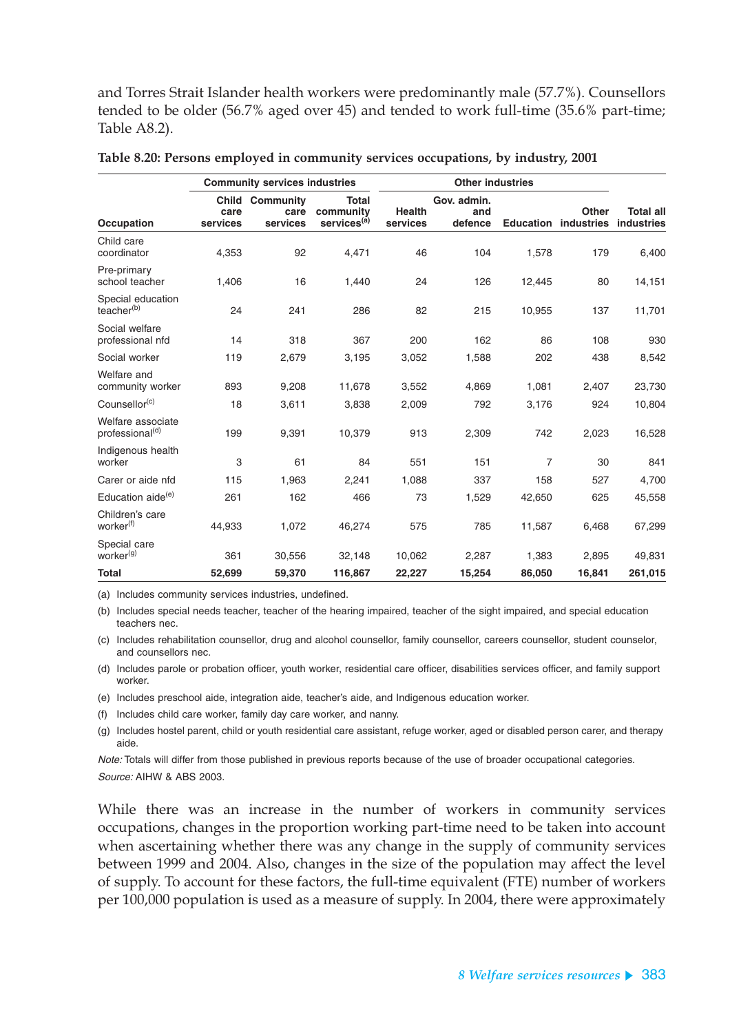and Torres Strait Islander health workers were predominantly male (57.7%). Counsellors tended to be older (56.7% aged over 45) and tended to work full-time (35.6% part-time; Table A8.2).

**Table 8.20: Persons employed in community services occupations, by industry, 2001**

| | Community services industries | | | Other industries | | | | |
|---|---|---|---|---|---|---|---|---|
| Occupation | Child care services | Community care services | Total community services[(a)] | Health services | Gov. admin. and defence | Education | Other industries | Total all industries |
| Child care coordinator | 4,353 | 92 | 4,471 | 46 | 104 | 1,578 | 179 | 6,400 |
| Pre-primary school teacher | 1,406 | 16 | 1,440 | 24 | 126 | 12,445 | 80 | 14,151 |
| Special education teacher[(b)] | 24 | 241 | 286 | 82 | 215 | 10,955 | 137 | 11,701 |
| Social welfare professional nfd | 14 | 318 | 367 | 200 | 162 | 86 | 108 | 930 |
| Social worker | 119 | 2,679 | 3,195 | 3,052 | 1,588 | 202 | 438 | 8,542 |
| Welfare and community worker | 893 | 9,208 | 11,678 | 3,552 | 4,869 | 1,081 | 2,407 | 23,730 |
| Counsellor[(c)] | 18 | 3,611 | 3,838 | 2,009 | 792 | 3,176 | 924 | 10,804 |
| Welfare associate professional[(d)] | 199 | 9,391 | 10,379 | 913 | 2,309 | 742 | 2,023 | 16,528 |
| Indigenous health worker | 3 | 61 | 84 | 551 | 151 | 7 | 30 | 841 |
| Carer or aide nfd | 115 | 1,963 | 2,241 | 1,088 | 337 | 158 | 527 | 4,700 |
| Education aide[(e)] | 261 | 162 | 466 | 73 | 1,529 | 42,650 | 625 | 45,558 |
| Children's care worker[(f)] | 44,933 | 1,072 | 46,274 | 575 | 785 | 11,587 | 6,468 | 67,299 |
| Special care worker[(g)] | 361 | 30,556 | 32,148 | 10,062 | 2,287 | 1,383 | 2,895 | 49,831 |
| **Total** | **52,699** | **59,370** | **116,867** | **22,227** | **15,254** | **86,050** | **16,841** | **261,015** |

(a) Includes community services industries, undefined.

(b) Includes special needs teacher, teacher of the hearing impaired, teacher of the sight impaired, and special education teachers nec.

(c) Includes rehabilitation counsellor, drug and alcohol counsellor, family counsellor, careers counsellor, student counselor, and counsellors nec.

(d) Includes parole or probation officer, youth worker, residential care officer, disabilities services officer, and family support worker.

(e) Includes preschool aide, integration aide, teacher's aide, and Indigenous education worker.

(f) Includes child care worker, family day care worker, and nanny.

(g) Includes hostel parent, child or youth residential care assistant, refuge worker, aged or disabled person carer, and therapy aide.

*Note:* Totals will differ from those published in previous reports because of the use of broader occupational categories.

*Source:* AIHW & ABS 2003.

While there was an increase in the number of workers in community services occupations, changes in the proportion working part-time need to be taken into account when ascertaining whether there was any change in the supply of community services between 1999 and 2004. Also, changes in the size of the population may affect the level of supply. To account for these factors, the full-time equivalent (FTE) number of workers per 100,000 population is used as a measure of supply. In 2004, there were approximately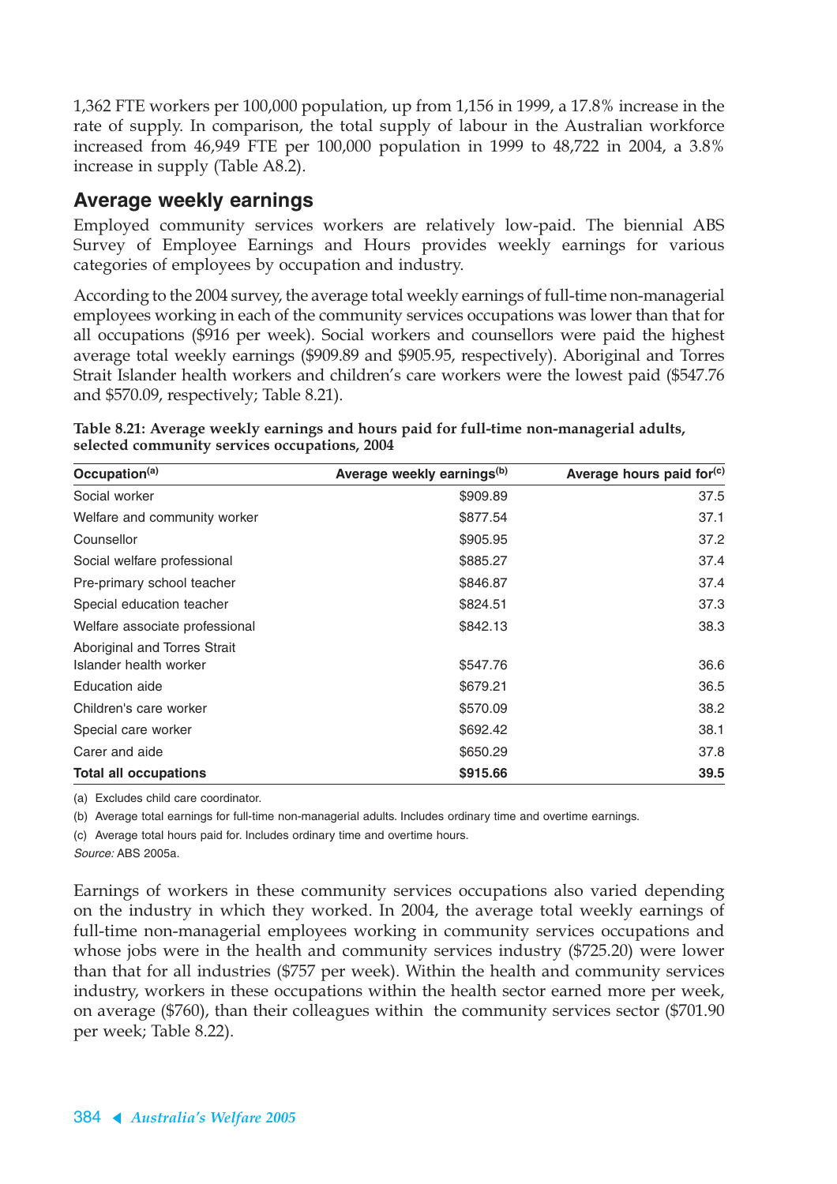1,362 FTE workers per 100,000 population, up from 1,156 in 1999, a 17.8% increase in the rate of supply. In comparison, the total supply of labour in the Australian workforce increased from 46,949 FTE per 100,000 population in 1999 to 48,722 in 2004, a 3.8% increase in supply (Table A8.2).

## Average weekly earnings

Employed community services workers are relatively low-paid. The biennial ABS Survey of Employee Earnings and Hours provides weekly earnings for various categories of employees by occupation and industry.

According to the 2004 survey, the average total weekly earnings of full-time non-managerial employees working in each of the community services occupations was lower than that for all occupations ($916 per week). Social workers and counsellors were paid the highest average total weekly earnings ($909.89 and $905.95, respectively). Aboriginal and Torres Strait Islander health workers and children's care workers were the lowest paid ($547.76 and $570.09, respectively; Table 8.21).

**Table 8.21: Average weekly earnings and hours paid for full-time non-managerial adults, selected community services occupations, 2004**

| Occupation[a] | Average weekly earnings[b] | Average hours paid for[c] |
|---|---|---|
| Social worker | $909.89 | 37.5 |
| Welfare and community worker | $877.54 | 37.1 |
| Counsellor | $905.95 | 37.2 |
| Social welfare professional | $885.27 | 37.4 |
| Pre-primary school teacher | $846.87 | 37.4 |
| Special education teacher | $824.51 | 37.3 |
| Welfare associate professional | $842.13 | 38.3 |
| Aboriginal and Torres Strait Islander health worker | $547.76 | 36.6 |
| Education aide | $679.21 | 36.5 |
| Children's care worker | $570.09 | 38.2 |
| Special care worker | $692.42 | 38.1 |
| Carer and aide | $650.29 | 37.8 |
| **Total all occupations** | **$915.66** | **39.5** |

(a) Excludes child care coordinator.

(b) Average total earnings for full-time non-managerial adults. Includes ordinary time and overtime earnings.

(c) Average total hours paid for. Includes ordinary time and overtime hours.

*Source:* ABS 2005a.

Earnings of workers in these community services occupations also varied depending on the industry in which they worked. In 2004, the average total weekly earnings of full-time non-managerial employees working in community services occupations and whose jobs were in the health and community services industry ($725.20) were lower than that for all industries ($757 per week). Within the health and community services industry, workers in these occupations within the health sector earned more per week, on average ($760), than their colleagues within the community services sector ($701.90 per week; Table 8.22).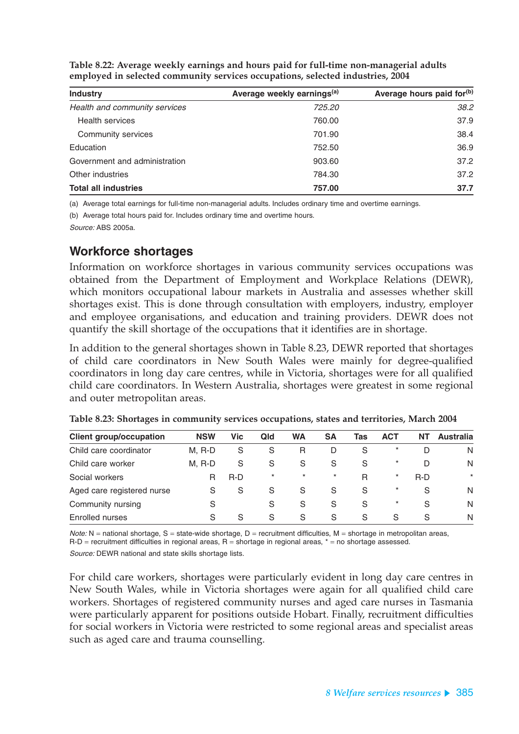**Table 8.22: Average weekly earnings and hours paid for full-time non-managerial adults employed in selected community services occupations, selected industries, 2004**

| Industry | Average weekly earnings[(a)] | Average hours paid for[(b)] |
|---|---|---|
| *Health and community services* | *725.20* | *38.2* |
| Health services | 760.00 | 37.9 |
| Community services | 701.90 | 38.4 |
| Education | 752.50 | 36.9 |
| Government and administration | 903.60 | 37.2 |
| Other industries | 784.30 | 37.2 |
| **Total all industries** | **757.00** | **37.7** |

(a) Average total earnings for full-time non-managerial adults. Includes ordinary time and overtime earnings.

(b) Average total hours paid for. Includes ordinary time and overtime hours.

*Source:* ABS 2005a.

## Workforce shortages

Information on workforce shortages in various community services occupations was obtained from the Department of Employment and Workplace Relations (DEWR), which monitors occupational labour markets in Australia and assesses whether skill shortages exist. This is done through consultation with employers, industry, employer and employee organisations, and education and training providers. DEWR does not quantify the skill shortage of the occupations that it identifies are in shortage.

In addition to the general shortages shown in Table 8.23, DEWR reported that shortages of child care coordinators in New South Wales were mainly for degree-qualified coordinators in long day care centres, while in Victoria, shortages were for all qualified child care coordinators. In Western Australia, shortages were greatest in some regional and outer metropolitan areas.

**Table 8.23: Shortages in community services occupations, states and territories, March 2004**

| Client group/occupation | NSW | Vic | Qld | WA | SA | Tas | ACT | NT | Australia |
|---|---|---|---|---|---|---|---|---|---|
| Child care coordinator | M, R-D | S | S | R | D | S | * | D | N |
| Child care worker | M, R-D | S | S | S | S | S | * | D | N |
| Social workers | R | R-D | * | * | * | R | * | R-D | * |
| Aged care registered nurse | S | S | S | S | S | S | * | S | N |
| Community nursing | S | | S | S | S | S | * | S | N |
| Enrolled nurses | S | S | S | S | S | S | S | S | N |

*Note:* N = national shortage, S = state-wide shortage, D = recruitment difficulties, M = shortage in metropolitan areas, R-D = recruitment difficulties in regional areas, R = shortage in regional areas, * = no shortage assessed.

*Source:* DEWR national and state skills shortage lists.

For child care workers, shortages were particularly evident in long day care centres in New South Wales, while in Victoria shortages were again for all qualified child care workers. Shortages of registered community nurses and aged care nurses in Tasmania were particularly apparent for positions outside Hobart. Finally, recruitment difficulties for social workers in Victoria were restricted to some regional areas and specialist areas such as aged care and trauma counselling.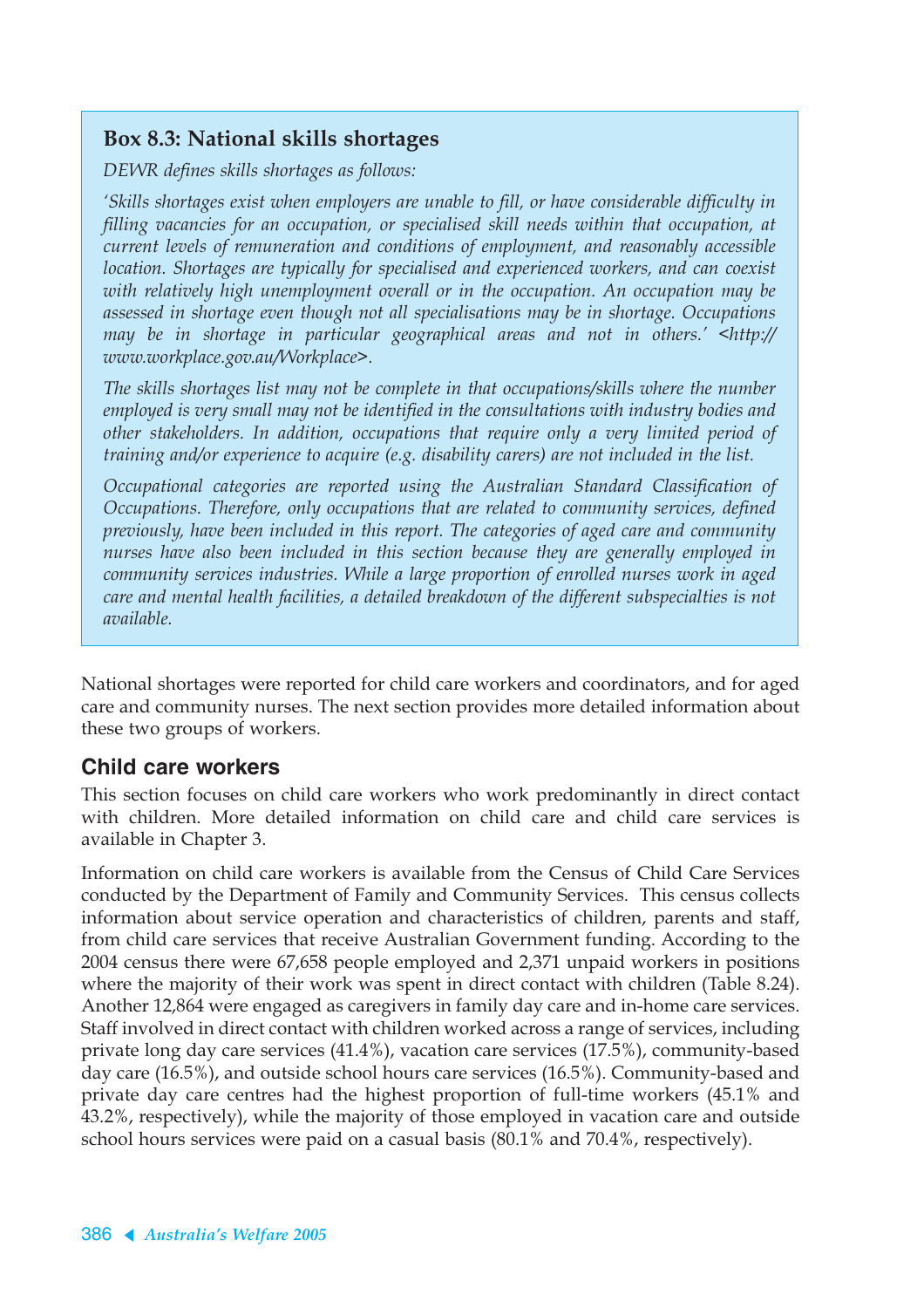### Box 8.3: National skills shortages

*DEWR defines skills shortages as follows:*

*'Skills shortages exist when employers are unable to fill, or have considerable difficulty in filling vacancies for an occupation, or specialised skill needs within that occupation, at current levels of remuneration and conditions of employment, and reasonably accessible location. Shortages are typically for specialised and experienced workers, and can coexist with relatively high unemployment overall or in the occupation. An occupation may be assessed in shortage even though not all specialisations may be in shortage. Occupations may be in shortage in particular geographical areas and not in others.' <http://www.workplace.gov.au/Workplace>.*

*The skills shortages list may not be complete in that occupations/skills where the number employed is very small may not be identified in the consultations with industry bodies and other stakeholders. In addition, occupations that require only a very limited period of training and/or experience to acquire (e.g. disability carers) are not included in the list.*

*Occupational categories are reported using the Australian Standard Classification of Occupations. Therefore, only occupations that are related to community services, defined previously, have been included in this report. The categories of aged care and community nurses have also been included in this section because they are generally employed in community services industries. While a large proportion of enrolled nurses work in aged care and mental health facilities, a detailed breakdown of the different subspecialties is not available.*

National shortages were reported for child care workers and coordinators, and for aged care and community nurses. The next section provides more detailed information about these two groups of workers.

## Child care workers

This section focuses on child care workers who work predominantly in direct contact with children. More detailed information on child care and child care services is available in Chapter 3.

Information on child care workers is available from the Census of Child Care Services conducted by the Department of Family and Community Services. This census collects information about service operation and characteristics of children, parents and staff, from child care services that receive Australian Government funding. According to the 2004 census there were 67,658 people employed and 2,371 unpaid workers in positions where the majority of their work was spent in direct contact with children (Table 8.24). Another 12,864 were engaged as caregivers in family day care and in-home care services. Staff involved in direct contact with children worked across a range of services, including private long day care services (41.4%), vacation care services (17.5%), community-based day care (16.5%), and outside school hours care services (16.5%). Community-based and private day care centres had the highest proportion of full-time workers (45.1% and 43.2%, respectively), while the majority of those employed in vacation care and outside school hours services were paid on a casual basis (80.1% and 70.4%, respectively).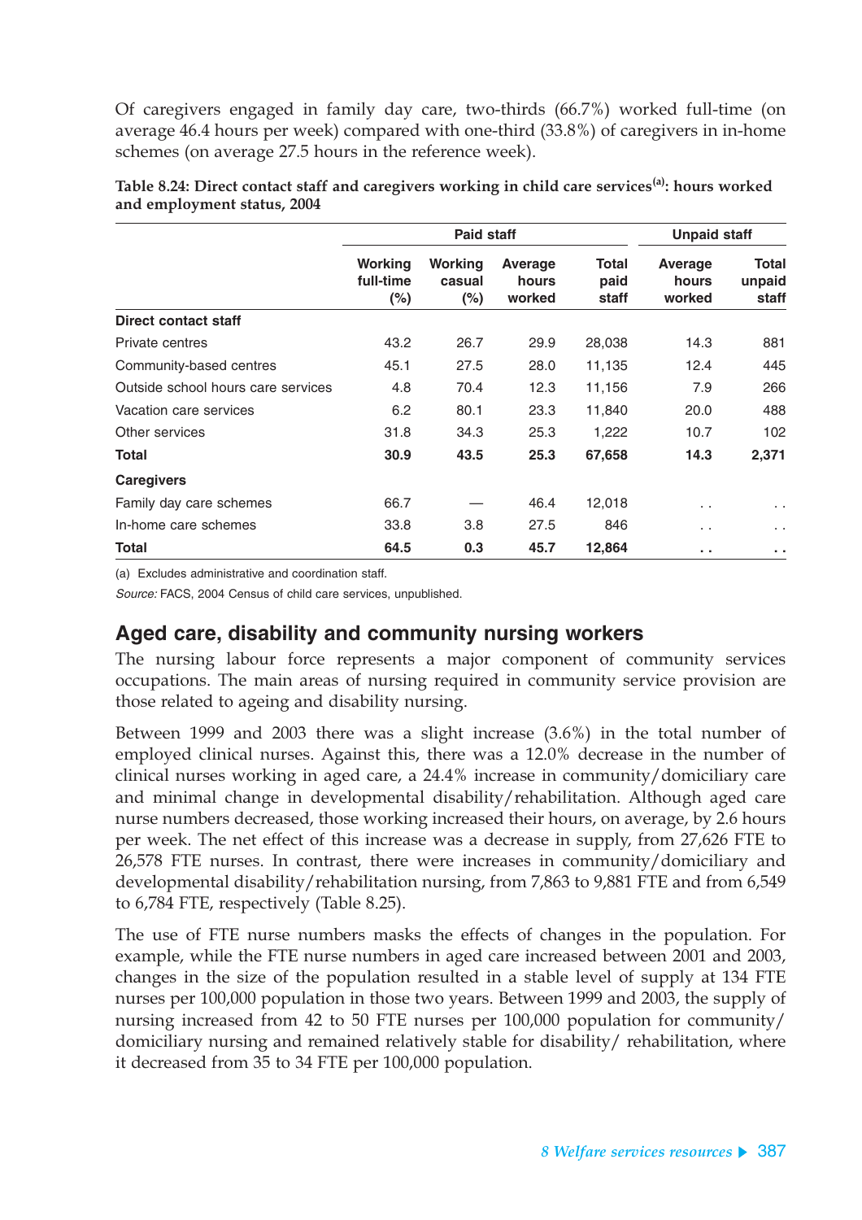Of caregivers engaged in family day care, two-thirds (66.7%) worked full-time (on average 46.4 hours per week) compared with one-third (33.8%) of caregivers in in-home schemes (on average 27.5 hours in the reference week).

**Table 8.24: Direct contact staff and caregivers working in child care services[(a)]: hours worked and employment status, 2004**

| | Paid staff | | | | Unpaid staff | |
|---|---|---|---|---|---|---|
| | Working full-time (%) | Working casual (%) | Average hours worked | Total paid staff | Average hours worked | Total unpaid staff |
| **Direct contact staff** | | | | | | |
| Private centres | 43.2 | 26.7 | 29.9 | 28,038 | 14.3 | 881 |
| Community-based centres | 45.1 | 27.5 | 28.0 | 11,135 | 12.4 | 445 |
| Outside school hours care services | 4.8 | 70.4 | 12.3 | 11,156 | 7.9 | 266 |
| Vacation care services | 6.2 | 80.1 | 23.3 | 11,840 | 20.0 | 488 |
| Other services | 31.8 | 34.3 | 25.3 | 1,222 | 10.7 | 102 |
| **Total** | **30.9** | **43.5** | **25.3** | **67,658** | **14.3** | **2,371** |
| **Caregivers** | | | | | | |
| Family day care schemes | 66.7 | — | 46.4 | 12,018 | . . | . . |
| In-home care schemes | 33.8 | 3.8 | 27.5 | 846 | . . | . . |
| **Total** | **64.5** | **0.3** | **45.7** | **12,864** | **. .** | **. .** |

(a) Excludes administrative and coordination staff.

*Source:* FACS, 2004 Census of child care services, unpublished.

## Aged care, disability and community nursing workers

The nursing labour force represents a major component of community services occupations. The main areas of nursing required in community service provision are those related to ageing and disability nursing.

Between 1999 and 2003 there was a slight increase (3.6%) in the total number of employed clinical nurses. Against this, there was a 12.0% decrease in the number of clinical nurses working in aged care, a 24.4% increase in community/domiciliary care and minimal change in developmental disability/rehabilitation. Although aged care nurse numbers decreased, those working increased their hours, on average, by 2.6 hours per week. The net effect of this increase was a decrease in supply, from 27,626 FTE to 26,578 FTE nurses. In contrast, there were increases in community/domiciliary and developmental disability/rehabilitation nursing, from 7,863 to 9,881 FTE and from 6,549 to 6,784 FTE, respectively (Table 8.25).

The use of FTE nurse numbers masks the effects of changes in the population. For example, while the FTE nurse numbers in aged care increased between 2001 and 2003, changes in the size of the population resulted in a stable level of supply at 134 FTE nurses per 100,000 population in those two years. Between 1999 and 2003, the supply of nursing increased from 42 to 50 FTE nurses per 100,000 population for community/domiciliary nursing and remained relatively stable for disability/ rehabilitation, where it decreased from 35 to 34 FTE per 100,000 population.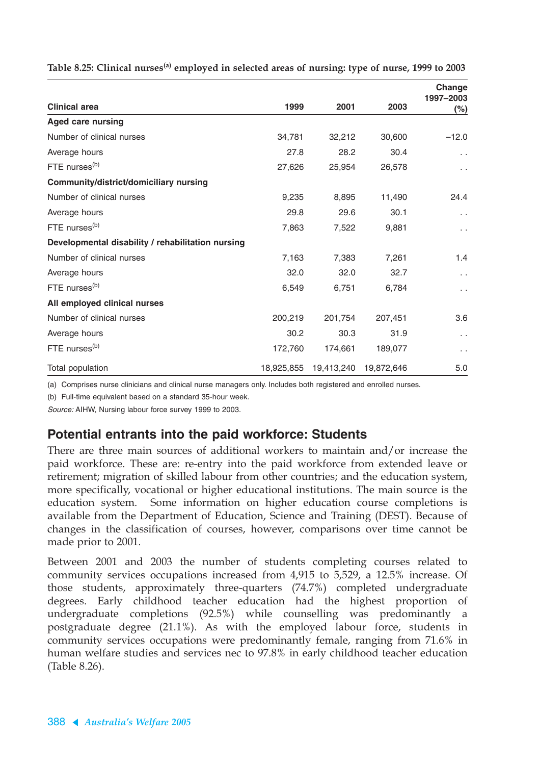Table 8.25: Clinical nurses[(a)] employed in selected areas of nursing: type of nurse, 1999 to 2003

| Clinical area | 1999 | 2001 | 2003 | Change 1997–2003 (%) |
|---|---|---|---|---|
| **Aged care nursing** | | | | |
| Number of clinical nurses | 34,781 | 32,212 | 30,600 | –12.0 |
| Average hours | 27.8 | 28.2 | 30.4 | . . |
| FTE nurses[(b)] | 27,626 | 25,954 | 26,578 | . . |
| **Community/district/domiciliary nursing** | | | | |
| Number of clinical nurses | 9,235 | 8,895 | 11,490 | 24.4 |
| Average hours | 29.8 | 29.6 | 30.1 | . . |
| FTE nurses[(b)] | 7,863 | 7,522 | 9,881 | . . |
| **Developmental disability / rehabilitation nursing** | | | | |
| Number of clinical nurses | 7,163 | 7,383 | 7,261 | 1.4 |
| Average hours | 32.0 | 32.0 | 32.7 | . . |
| FTE nurses[(b)] | 6,549 | 6,751 | 6,784 | . . |
| **All employed clinical nurses** | | | | |
| Number of clinical nurses | 200,219 | 201,754 | 207,451 | 3.6 |
| Average hours | 30.2 | 30.3 | 31.9 | . . |
| FTE nurses[(b)] | 172,760 | 174,661 | 189,077 | . . |
| Total population | 18,925,855 | 19,413,240 | 19,872,646 | 5.0 |

(a) Comprises nurse clinicians and clinical nurse managers only. Includes both registered and enrolled nurses.

(b) Full-time equivalent based on a standard 35-hour week.

*Source:* AIHW, Nursing labour force survey 1999 to 2003.

## Potential entrants into the paid workforce: Students

There are three main sources of additional workers to maintain and/or increase the paid workforce. These are: re-entry into the paid workforce from extended leave or retirement; migration of skilled labour from other countries; and the education system, more specifically, vocational or higher educational institutions. The main source is the education system. Some information on higher education course completions is available from the Department of Education, Science and Training (DEST). Because of changes in the classification of courses, however, comparisons over time cannot be made prior to 2001.

Between 2001 and 2003 the number of students completing courses related to community services occupations increased from 4,915 to 5,529, a 12.5% increase. Of those students, approximately three-quarters (74.7%) completed undergraduate degrees. Early childhood teacher education had the highest proportion of undergraduate completions (92.5%) while counselling was predominantly a postgraduate degree (21.1%). As with the employed labour force, students in community services occupations were predominantly female, ranging from 71.6% in human welfare studies and services nec to 97.8% in early childhood teacher education (Table 8.26).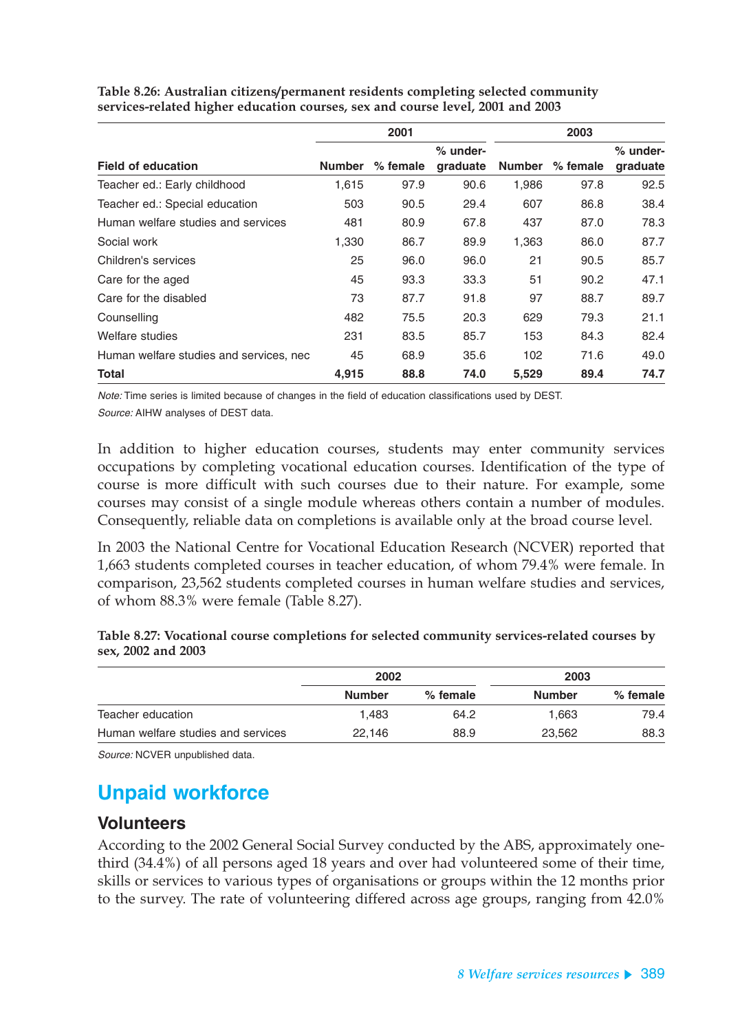**Table 8.26: Australian citizens/permanent residents completing selected community services-related higher education courses, sex and course level, 2001 and 2003**

| Field of education | 2001 | | | 2003 | | |
|---|---|---|---|---|---|---|
| | Number | % female | % under-graduate | Number | % female | % under-graduate |
| Teacher ed.: Early childhood | 1,615 | 97.9 | 90.6 | 1,986 | 97.8 | 92.5 |
| Teacher ed.: Special education | 503 | 90.5 | 29.4 | 607 | 86.8 | 38.4 |
| Human welfare studies and services | 481 | 80.9 | 67.8 | 437 | 87.0 | 78.3 |
| Social work | 1,330 | 86.7 | 89.9 | 1,363 | 86.0 | 87.7 |
| Children's services | 25 | 96.0 | 96.0 | 21 | 90.5 | 85.7 |
| Care for the aged | 45 | 93.3 | 33.3 | 51 | 90.2 | 47.1 |
| Care for the disabled | 73 | 87.7 | 91.8 | 97 | 88.7 | 89.7 |
| Counselling | 482 | 75.5 | 20.3 | 629 | 79.3 | 21.1 |
| Welfare studies | 231 | 83.5 | 85.7 | 153 | 84.3 | 82.4 |
| Human welfare studies and services, nec | 45 | 68.9 | 35.6 | 102 | 71.6 | 49.0 |
| **Total** | **4,915** | **88.8** | **74.0** | **5,529** | **89.4** | **74.7** |

*Note:* Time series is limited because of changes in the field of education classifications used by DEST.

*Source:* AIHW analyses of DEST data.

In addition to higher education courses, students may enter community services occupations by completing vocational education courses. Identification of the type of course is more difficult with such courses due to their nature. For example, some courses may consist of a single module whereas others contain a number of modules. Consequently, reliable data on completions is available only at the broad course level.

In 2003 the National Centre for Vocational Education Research (NCVER) reported that 1,663 students completed courses in teacher education, of whom 79.4% were female. In comparison, 23,562 students completed courses in human welfare studies and services, of whom 88.3% were female (Table 8.27).

**Table 8.27: Vocational course completions for selected community services-related courses by sex, 2002 and 2003**

| | 2002 | | 2003 | |
|---|---|---|---|---|
| | Number | % female | Number | % female |
| Teacher education | 1,483 | 64.2 | 1,663 | 79.4 |
| Human welfare studies and services | 22,146 | 88.9 | 23,562 | 88.3 |

*Source:* NCVER unpublished data.

## Unpaid workforce

### Volunteers

According to the 2002 General Social Survey conducted by the ABS, approximately one-third (34.4%) of all persons aged 18 years and over had volunteered some of their time, skills or services to various types of organisations or groups within the 12 months prior to the survey. The rate of volunteering differed across age groups, ranging from 42.0%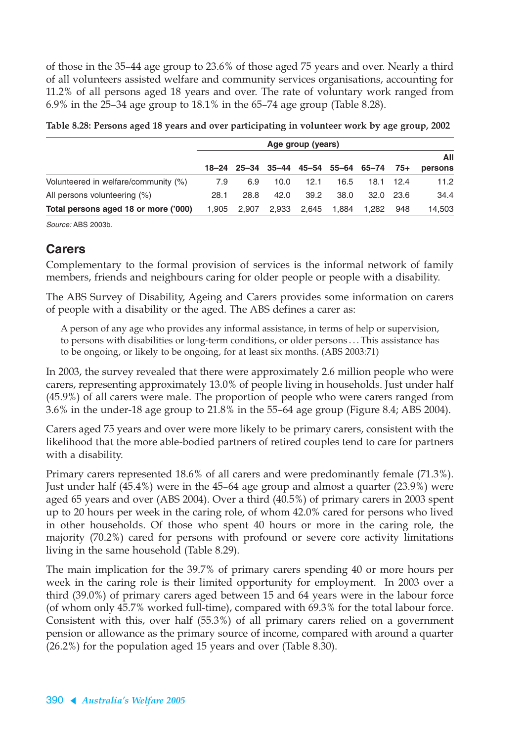of those in the 35–44 age group to 23.6% of those aged 75 years and over. Nearly a third of all volunteers assisted welfare and community services organisations, accounting for 11.2% of all persons aged 18 years and over. The rate of voluntary work ranged from 6.9% in the 25–34 age group to 18.1% in the 65–74 age group (Table 8.28).

**Table 8.28: Persons aged 18 years and over participating in volunteer work by age group, 2002**

| | Age group (years) | | | | | | | |
|---|---|---|---|---|---|---|---|---|
| | 18–24 | 25–34 | 35–44 | 45–54 | 55–64 | 65–74 | 75+ | All persons |
| Volunteered in welfare/community (%) | 7.9 | 6.9 | 10.0 | 12.1 | 16.5 | 18.1 | 12.4 | 11.2 |
| All persons volunteering (%) | 28.1 | 28.8 | 42.0 | 39.2 | 38.0 | 32.0 | 23.6 | 34.4 |
| **Total persons aged 18 or more ('000)** | 1,905 | 2,907 | 2,933 | 2,645 | 1,884 | 1,282 | 948 | 14,503 |

*Source:* ABS 2003b.

## Carers

Complementary to the formal provision of services is the informal network of family members, friends and neighbours caring for older people or people with a disability.

The ABS Survey of Disability, Ageing and Carers provides some information on carers of people with a disability or the aged. The ABS defines a carer as:

> A person of any age who provides any informal assistance, in terms of help or supervision, to persons with disabilities or long-term conditions, or older persons . . . This assistance has to be ongoing, or likely to be ongoing, for at least six months. (ABS 2003:71)

In 2003, the survey revealed that there were approximately 2.6 million people who were carers, representing approximately 13.0% of people living in households. Just under half (45.9%) of all carers were male. The proportion of people who were carers ranged from 3.6% in the under-18 age group to 21.8% in the 55–64 age group (Figure 8.4; ABS 2004).

Carers aged 75 years and over were more likely to be primary carers, consistent with the likelihood that the more able-bodied partners of retired couples tend to care for partners with a disability.

Primary carers represented 18.6% of all carers and were predominantly female (71.3%). Just under half (45.4%) were in the 45–64 age group and almost a quarter (23.9%) were aged 65 years and over (ABS 2004). Over a third (40.5%) of primary carers in 2003 spent up to 20 hours per week in the caring role, of whom 42.0% cared for persons who lived in other households. Of those who spent 40 hours or more in the caring role, the majority (70.2%) cared for persons with profound or severe core activity limitations living in the same household (Table 8.29).

The main implication for the 39.7% of primary carers spending 40 or more hours per week in the caring role is their limited opportunity for employment. In 2003 over a third (39.0%) of primary carers aged between 15 and 64 years were in the labour force (of whom only 45.7% worked full-time), compared with 69.3% for the total labour force. Consistent with this, over half (55.3%) of all primary carers relied on a government pension or allowance as the primary source of income, compared with around a quarter (26.2%) for the population aged 15 years and over (Table 8.30).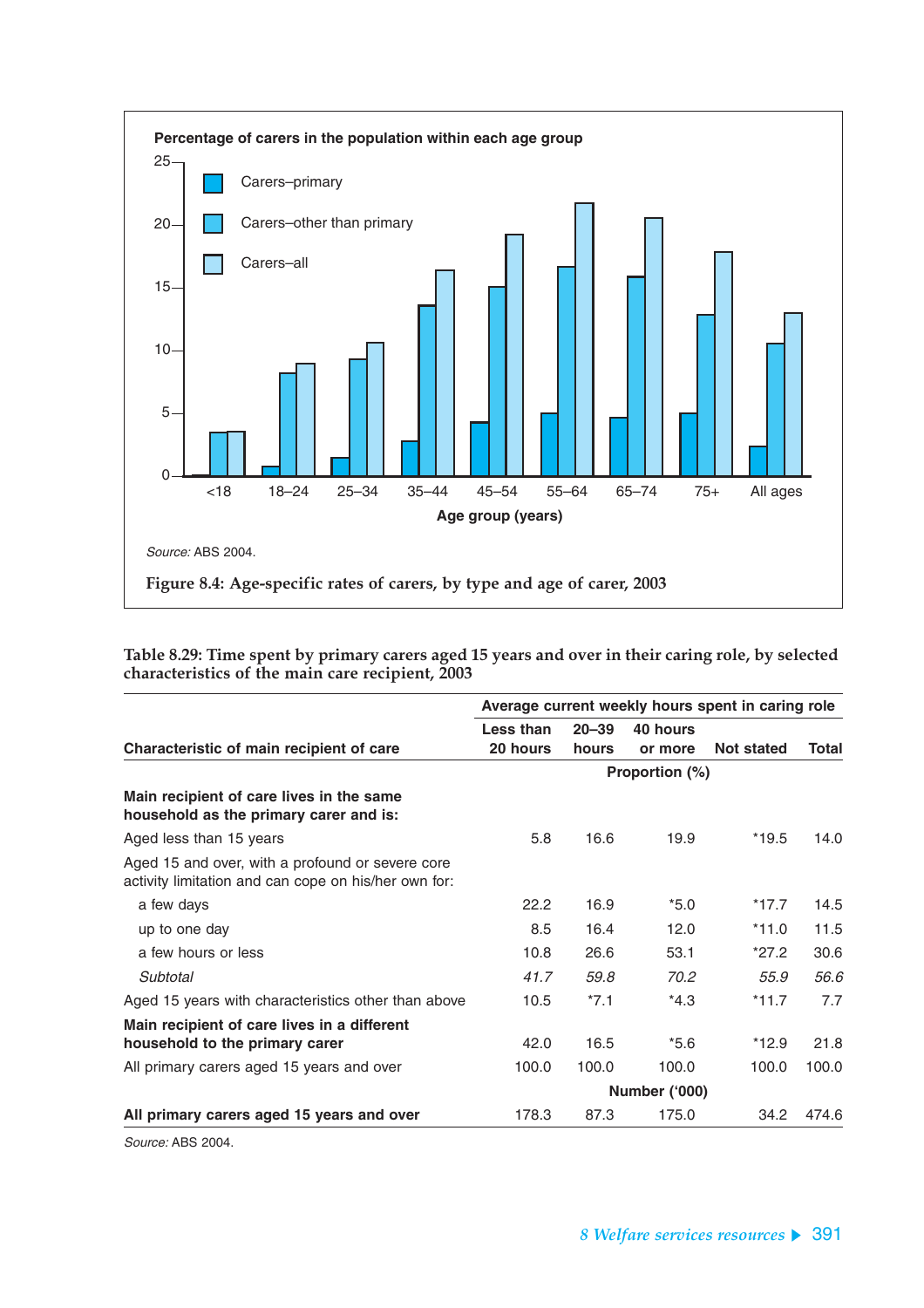Percentage of carers in the population within each age group

Source: ABS 2004.

**Figure 8.4: Age-specific rates of carers, by type and age of carer, 2003**

**Table 8.29: Time spent by primary carers aged 15 years and over in their caring role, by selected characteristics of the main care recipient, 2003**

| | Average current weekly hours spent in caring role | | | | |
|---|---|---|---|---|---|
| **Characteristic of main recipient of care** | **Less than 20 hours** | **20–39 hours** | **40 hours or more** | **Not stated** | **Total** |
| | Proportion (%) | | | | |
| **Main recipient of care lives in the same household as the primary carer and is:** | | | | | |
| Aged less than 15 years | 5.8 | 16.6 | 19.9 | *19.5 | 14.0 |
| Aged 15 and over, with a profound or severe core activity limitation and can cope on his/her own for: | | | | | |
| a few days | 22.2 | 16.9 | *5.0 | *17.7 | 14.5 |
| up to one day | 8.5 | 16.4 | 12.0 | *11.0 | 11.5 |
| a few hours or less | 10.8 | 26.6 | 53.1 | *27.2 | 30.6 |
| *Subtotal* | *41.7* | *59.8* | *70.2* | *55.9* | *56.6* |
| Aged 15 years with characteristics other than above | 10.5 | *7.1 | *4.3 | *11.7 | 7.7 |
| **Main recipient of care lives in a different household to the primary carer** | 42.0 | 16.5 | *5.6 | *12.9 | 21.8 |
| All primary carers aged 15 years and over | 100.0 | 100.0 | 100.0 | 100.0 | 100.0 |
| | Number ('000) | | | | |
| **All primary carers aged 15 years and over** | 178.3 | 87.3 | 175.0 | 34.2 | 474.6 |

*Source:* ABS 2004.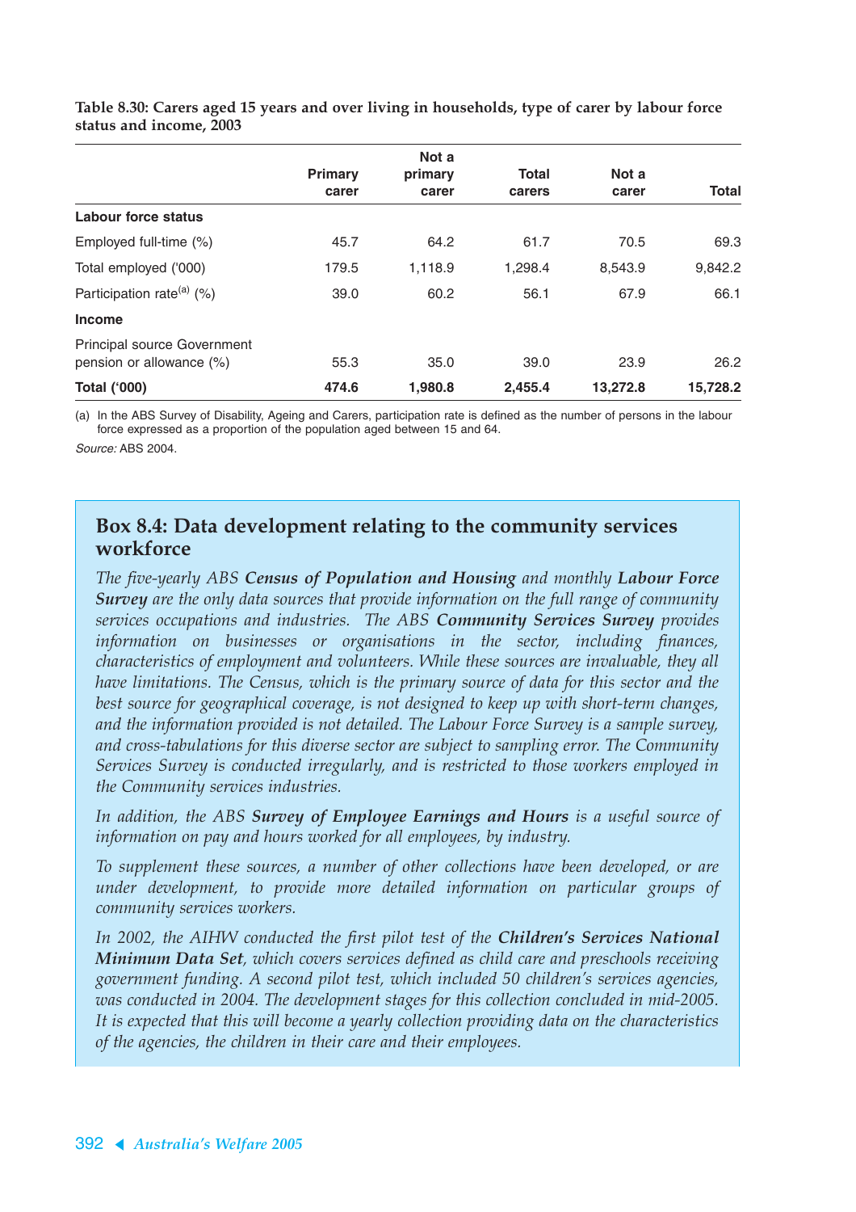**Table 8.30: Carers aged 15 years and over living in households, type of carer by labour force status and income, 2003**

| | Primary carer | Not a primary carer | Total carers | Not a carer | Total |
|---|---|---|---|---|---|
| **Labour force status** | | | | | |
| Employed full-time (%) | 45.7 | 64.2 | 61.7 | 70.5 | 69.3 |
| Total employed ('000) | 179.5 | 1,118.9 | 1,298.4 | 8,543.9 | 9,842.2 |
| Participation rate[(a)] (%) | 39.0 | 60.2 | 56.1 | 67.9 | 66.1 |
| **Income** | | | | | |
| Principal source Government pension or allowance (%) | 55.3 | 35.0 | 39.0 | 23.9 | 26.2 |
| **Total ('000)** | **474.6** | **1,980.8** | **2,455.4** | **13,272.8** | **15,728.2** |

(a) In the ABS Survey of Disability, Ageing and Carers, participation rate is defined as the number of persons in the labour force expressed as a proportion of the population aged between 15 and 64.

*Source:* ABS 2004.

## Box 8.4: Data development relating to the community services workforce

*The five-yearly ABS **Census of Population and Housing** and monthly **Labour Force Survey** are the only data sources that provide information on the full range of community services occupations and industries. The ABS **Community Services Survey** provides information on businesses or organisations in the sector, including finances, characteristics of employment and volunteers. While these sources are invaluable, they all have limitations. The Census, which is the primary source of data for this sector and the best source for geographical coverage, is not designed to keep up with short-term changes, and the information provided is not detailed. The Labour Force Survey is a sample survey, and cross-tabulations for this diverse sector are subject to sampling error. The Community Services Survey is conducted irregularly, and is restricted to those workers employed in the Community services industries.*

*In addition, the ABS **Survey of Employee Earnings and Hours** is a useful source of information on pay and hours worked for all employees, by industry.*

*To supplement these sources, a number of other collections have been developed, or are under development, to provide more detailed information on particular groups of community services workers.*

*In 2002, the AIHW conducted the first pilot test of the **Children's Services National Minimum Data Set**, which covers services defined as child care and preschools receiving government funding. A second pilot test, which included 50 children's services agencies, was conducted in 2004. The development stages for this collection concluded in mid-2005. It is expected that this will become a yearly collection providing data on the characteristics of the agencies, the children in their care and their employees.*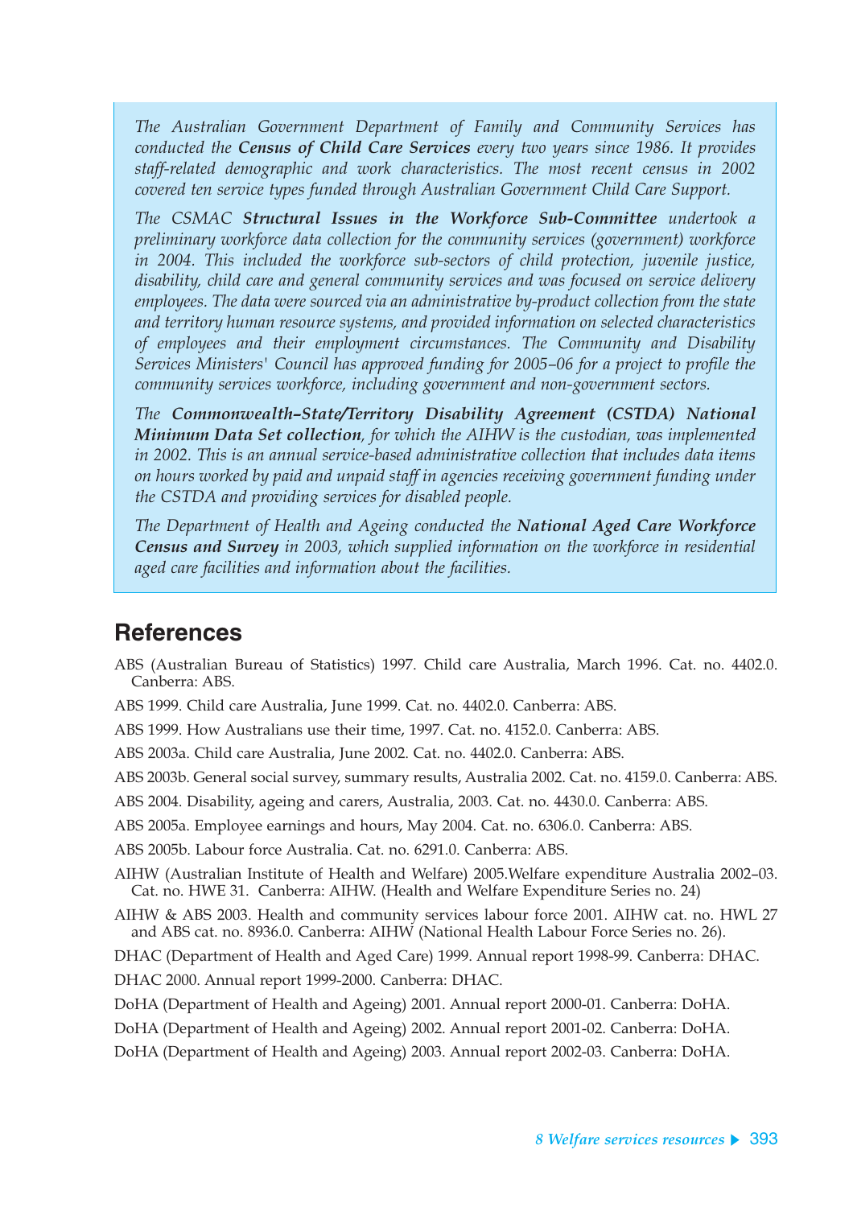*The Australian Government Department of Family and Community Services has conducted the* ***Census of Child Care Services*** *every two years since 1986. It provides staff-related demographic and work characteristics. The most recent census in 2002 covered ten service types funded through Australian Government Child Care Support.*

*The CSMAC* ***Structural Issues in the Workforce Sub-Committee*** *undertook a preliminary workforce data collection for the community services (government) workforce in 2004. This included the workforce sub-sectors of child protection, juvenile justice, disability, child care and general community services and was focused on service delivery employees. The data were sourced via an administrative by-product collection from the state and territory human resource systems, and provided information on selected characteristics of employees and their employment circumstances. The Community and Disability Services Ministers' Council has approved funding for 2005–06 for a project to profile the community services workforce, including government and non-government sectors.*

*The* ***Commonwealth–State/Territory Disability Agreement (CSTDA) National Minimum Data Set collection****, for which the AIHW is the custodian, was implemented in 2002. This is an annual service-based administrative collection that includes data items on hours worked by paid and unpaid staff in agencies receiving government funding under the CSTDA and providing services for disabled people.*

*The Department of Health and Ageing conducted the* ***National Aged Care Workforce Census and Survey*** *in 2003, which supplied information on the workforce in residential aged care facilities and information about the facilities.*

## References

ABS (Australian Bureau of Statistics) 1997. Child care Australia, March 1996. Cat. no. 4402.0. Canberra: ABS.

ABS 1999. Child care Australia, June 1999. Cat. no. 4402.0. Canberra: ABS.

ABS 1999. How Australians use their time, 1997. Cat. no. 4152.0. Canberra: ABS.

ABS 2003a. Child care Australia, June 2002. Cat. no. 4402.0. Canberra: ABS.

ABS 2003b. General social survey, summary results, Australia 2002. Cat. no. 4159.0. Canberra: ABS.

ABS 2004. Disability, ageing and carers, Australia, 2003. Cat. no. 4430.0. Canberra: ABS.

ABS 2005a. Employee earnings and hours, May 2004. Cat. no. 6306.0. Canberra: ABS.

ABS 2005b. Labour force Australia. Cat. no. 6291.0. Canberra: ABS.

AIHW (Australian Institute of Health and Welfare) 2005.Welfare expenditure Australia 2002–03. Cat. no. HWE 31. Canberra: AIHW. (Health and Welfare Expenditure Series no. 24)

AIHW & ABS 2003. Health and community services labour force 2001. AIHW cat. no. HWL 27 and ABS cat. no. 8936.0. Canberra: AIHW (National Health Labour Force Series no. 26).

DHAC (Department of Health and Aged Care) 1999. Annual report 1998-99. Canberra: DHAC.

DHAC 2000. Annual report 1999-2000. Canberra: DHAC.

DoHA (Department of Health and Ageing) 2001. Annual report 2000-01. Canberra: DoHA.

DoHA (Department of Health and Ageing) 2002. Annual report 2001-02. Canberra: DoHA.

DoHA (Department of Health and Ageing) 2003. Annual report 2002-03. Canberra: DoHA.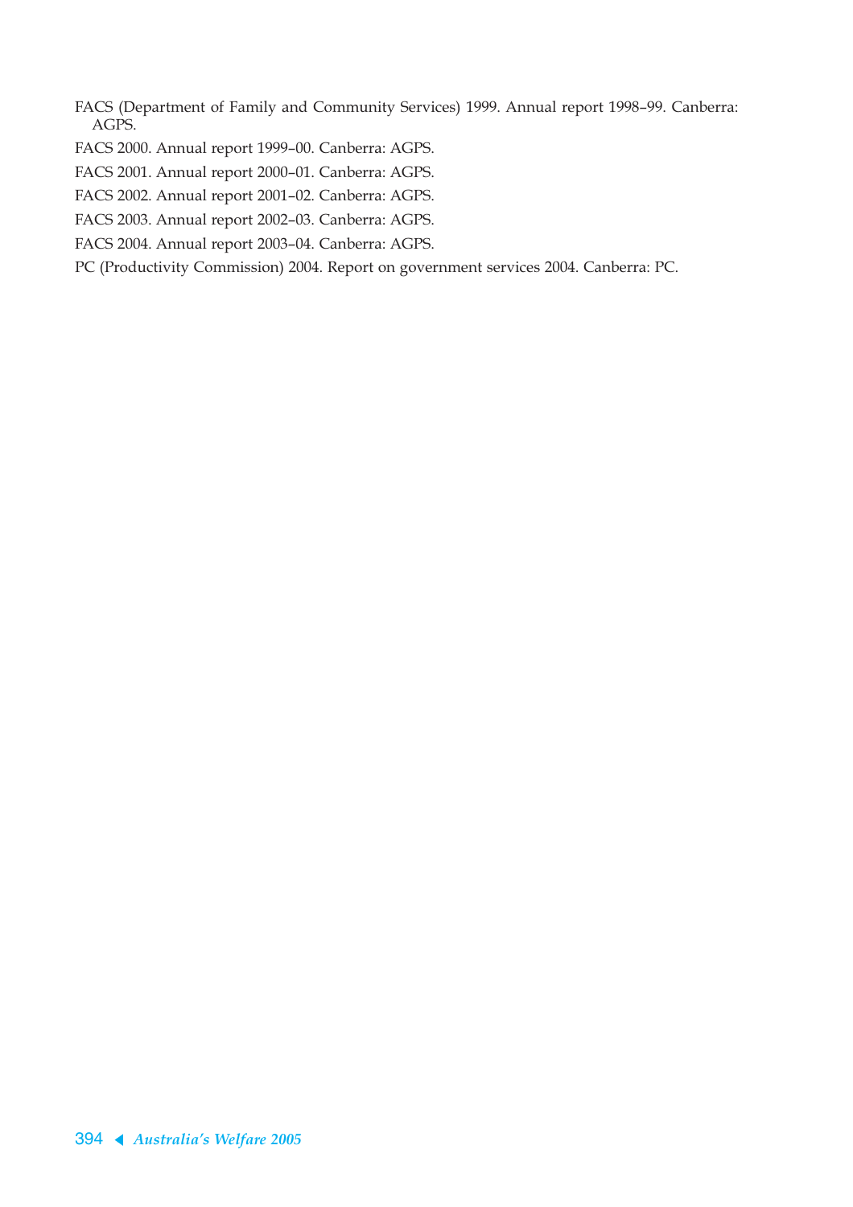FACS (Department of Family and Community Services) 1999. Annual report 1998–99. Canberra: AGPS.

FACS 2000. Annual report 1999–00. Canberra: AGPS.

FACS 2001. Annual report 2000–01. Canberra: AGPS.

FACS 2002. Annual report 2001–02. Canberra: AGPS.

FACS 2003. Annual report 2002–03. Canberra: AGPS.

FACS 2004. Annual report 2003–04. Canberra: AGPS.

PC (Productivity Commission) 2004. Report on government services 2004. Canberra: PC.